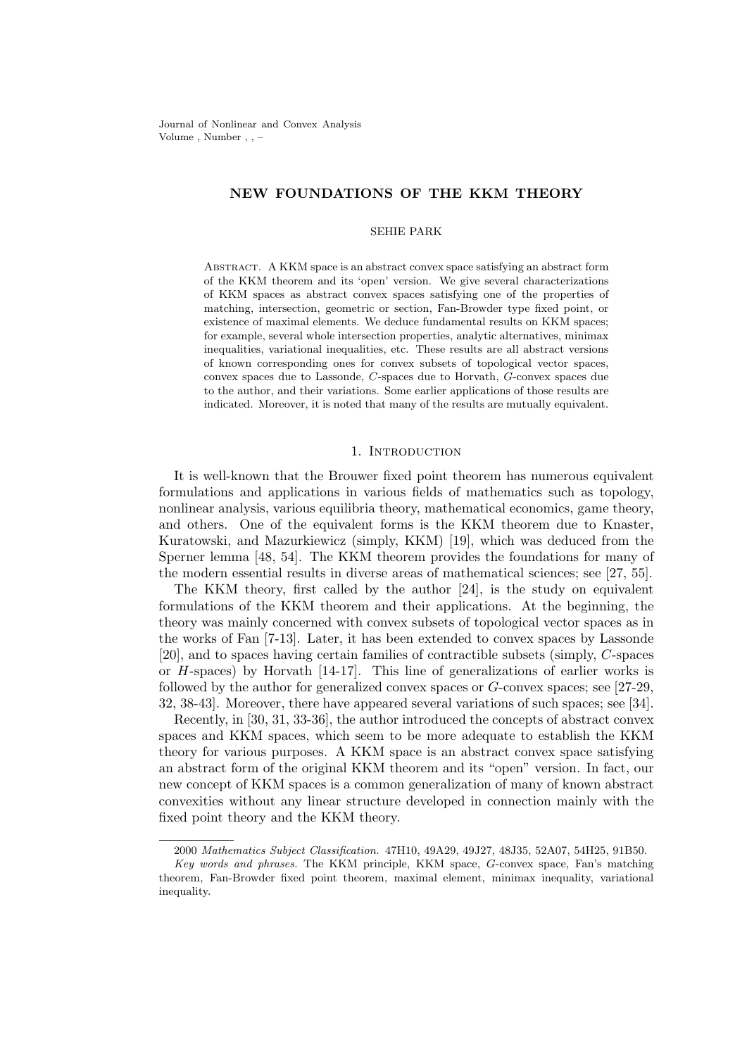# NEW FOUNDATIONS OF THE KKM THEORY

SEHIE PARK

Abstract. A KKM space is an abstract convex space satisfying an abstract form of the KKM theorem and its 'open' version. We give several characterizations of KKM spaces as abstract convex spaces satisfying one of the properties of matching, intersection, geometric or section, Fan-Browder type fixed point, or existence of maximal elements. We deduce fundamental results on KKM spaces; for example, several whole intersection properties, analytic alternatives, minimax inequalities, variational inequalities, etc. These results are all abstract versions of known corresponding ones for convex subsets of topological vector spaces, convex spaces due to Lassonde, $C$-spaces due to Horvath, $G$-convex spaces due to the author, and their variations. Some earlier applications of those results are indicated. Moreover, it is noted that many of the results are mutually equivalent.

## 1. Introduction

It is well-known that the Brouwer fixed point theorem has numerous equivalent formulations and applications in various fields of mathematics such as topology, nonlinear analysis, various equilibria theory, mathematical economics, game theory, and others. One of the equivalent forms is the KKM theorem due to Knaster, Kuratowski, and Mazurkiewicz (simply, KKM) [19], which was deduced from the Sperner lemma [48, 54]. The KKM theorem provides the foundations for many of the modern essential results in diverse areas of mathematical sciences; see [27, 55].

The KKM theory, first called by the author [24], is the study on equivalent formulations of the KKM theorem and their applications. At the beginning, the theory was mainly concerned with convex subsets of topological vector spaces as in the works of Fan [7-13]. Later, it has been extended to convex spaces by Lassonde [20], and to spaces having certain families of contractible subsets (simply, $C$-spaces or $H$-spaces) by Horvath [14-17]. This line of generalizations of earlier works is followed by the author for generalized convex spaces or $G$-convex spaces; see [27-29, 32, 38-43]. Moreover, there have appeared several variations of such spaces; see [34].

Recently, in [30, 31, 33-36], the author introduced the concepts of abstract convex spaces and KKM spaces, which seem to be more adequate to establish the KKM theory for various purposes. A KKM space is an abstract convex space satisfying an abstract form of the original KKM theorem and its "open" version. In fact, our new concept of KKM spaces is a common generalization of many of known abstract convexities without any linear structure developed in connection mainly with the fixed point theory and the KKM theory.

---

2000 *Mathematics Subject Classification.* 47H10, 49A29, 49J27, 48J35, 52A07, 54H25, 91B50.

*Key words and phrases.* The KKM principle, KKM space, $G$-convex space, Fan's matching theorem, Fan-Browder fixed point theorem, maximal element, minimax inequality, variational inequality.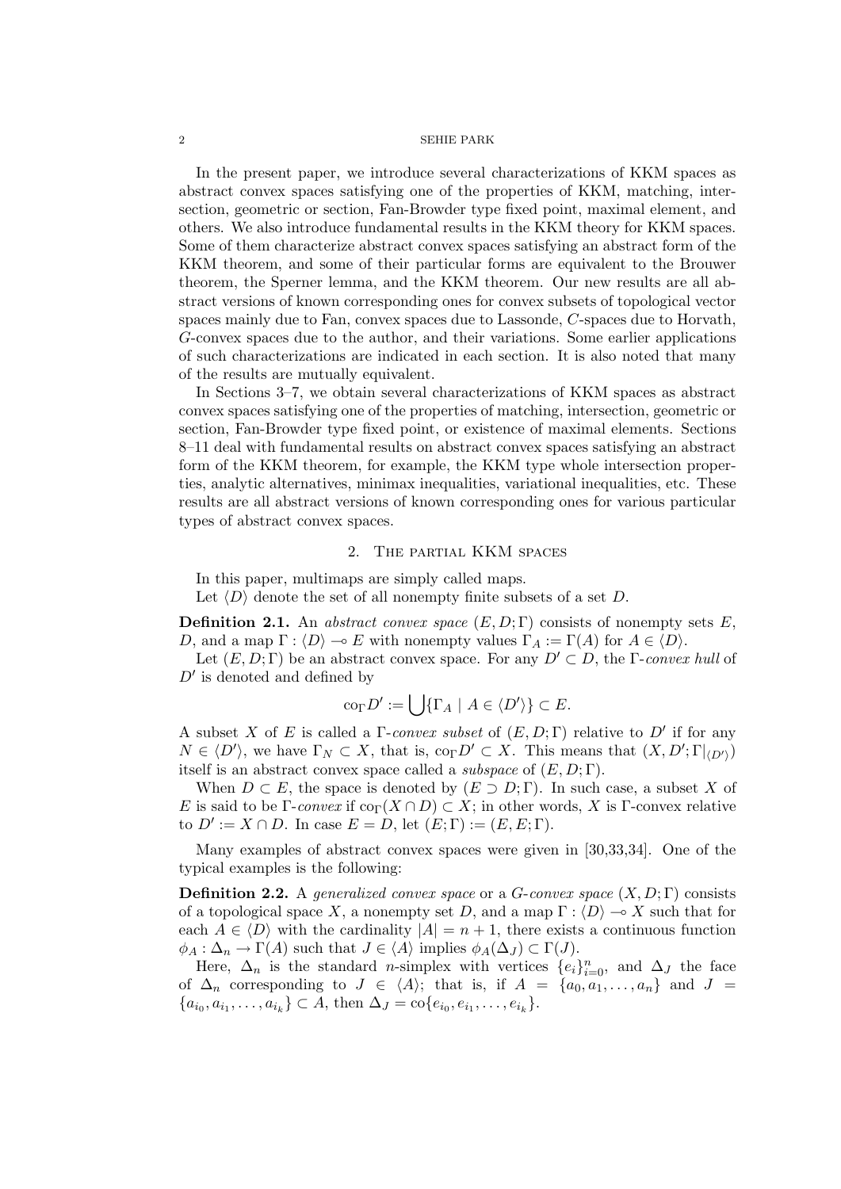In the present paper, we introduce several characterizations of KKM spaces as abstract convex spaces satisfying one of the properties of KKM, matching, intersection, geometric or section, Fan-Browder type fixed point, maximal element, and others. We also introduce fundamental results in the KKM theory for KKM spaces. Some of them characterize abstract convex spaces satisfying an abstract form of the KKM theorem, and some of their particular forms are equivalent to the Brouwer theorem, the Sperner lemma, and the KKM theorem. Our new results are all abstract versions of known corresponding ones for convex subsets of topological vector spaces mainly due to Fan, convex spaces due to Lassonde, $C$-spaces due to Horvath, $G$-convex spaces due to the author, and their variations. Some earlier applications of such characterizations are indicated in each section. It is also noted that many of the results are mutually equivalent.

In Sections 3–7, we obtain several characterizations of KKM spaces as abstract convex spaces satisfying one of the properties of matching, intersection, geometric or section, Fan-Browder type fixed point, or existence of maximal elements. Sections 8–11 deal with fundamental results on abstract convex spaces satisfying an abstract form of the KKM theorem, for example, the KKM type whole intersection properties, analytic alternatives, minimax inequalities, variational inequalities, etc. These results are all abstract versions of known corresponding ones for various particular types of abstract convex spaces.

## 2. The partial KKM spaces

In this paper, multimaps are simply called maps.

Let $\langle D\rangle$ denote the set of all nonempty finite subsets of a set $D$.

**Definition 2.1.** An *abstract convex space* $(E, D; \Gamma)$ consists of nonempty sets $E$, $D$, and a map $\Gamma : \langle D\rangle \multimap E$ with nonempty values $\Gamma_A := \Gamma(A)$ for $A \in \langle D\rangle$.

Let $(E, D; \Gamma)$ be an abstract convex space. For any $D' \subset D$, the $\Gamma$-*convex hull* of $D'$ is denoted and defined by

$$\mathrm{co}_\Gamma D' := \bigcup\{\Gamma_A \mid A \in \langle D'\rangle\} \subset E.$$

A subset $X$ of $E$ is called a $\Gamma$-*convex subset* of $(E, D; \Gamma)$ relative to $D'$ if for any $N \in \langle D'\rangle$, we have $\Gamma_N \subset X$, that is, $\mathrm{co}_\Gamma D' \subset X$. This means that $(X, D'; \Gamma|_{\langle D'\rangle})$ itself is an abstract convex space called a *subspace* of $(E, D; \Gamma)$.

When $D \subset E$, the space is denoted by $(E \supset D; \Gamma)$. In such case, a subset $X$ of $E$ is said to be $\Gamma$-*convex* if $\mathrm{co}_\Gamma(X \cap D) \subset X$; in other words, $X$ is $\Gamma$-convex relative to $D' := X \cap D$. In case $E = D$, let $(E; \Gamma) := (E, E; \Gamma)$.

Many examples of abstract convex spaces were given in [30,33,34]. One of the typical examples is the following:

**Definition 2.2.** A *generalized convex space* or a *G-convex space* $(X, D; \Gamma)$ consists of a topological space $X$, a nonempty set $D$, and a map $\Gamma : \langle D\rangle \multimap X$ such that for each $A \in \langle D\rangle$ with the cardinality $|A| = n + 1$, there exists a continuous function $\phi_A : \Delta_n \to \Gamma(A)$ such that $J \in \langle A\rangle$ implies $\phi_A(\Delta_J) \subset \Gamma(J)$.

Here, $\Delta_n$ is the standard $n$-simplex with vertices $\{e_i\}_{i=0}^n$, and $\Delta_J$ the face of $\Delta_n$ corresponding to $J \in \langle A\rangle$; that is, if $A = \{a_0, a_1, \ldots, a_n\}$ and $J = \{a_{i_0}, a_{i_1}, \ldots, a_{i_k}\} \subset A$, then $\Delta_J = \mathrm{co}\{e_{i_0}, e_{i_1}, \ldots, e_{i_k}\}$.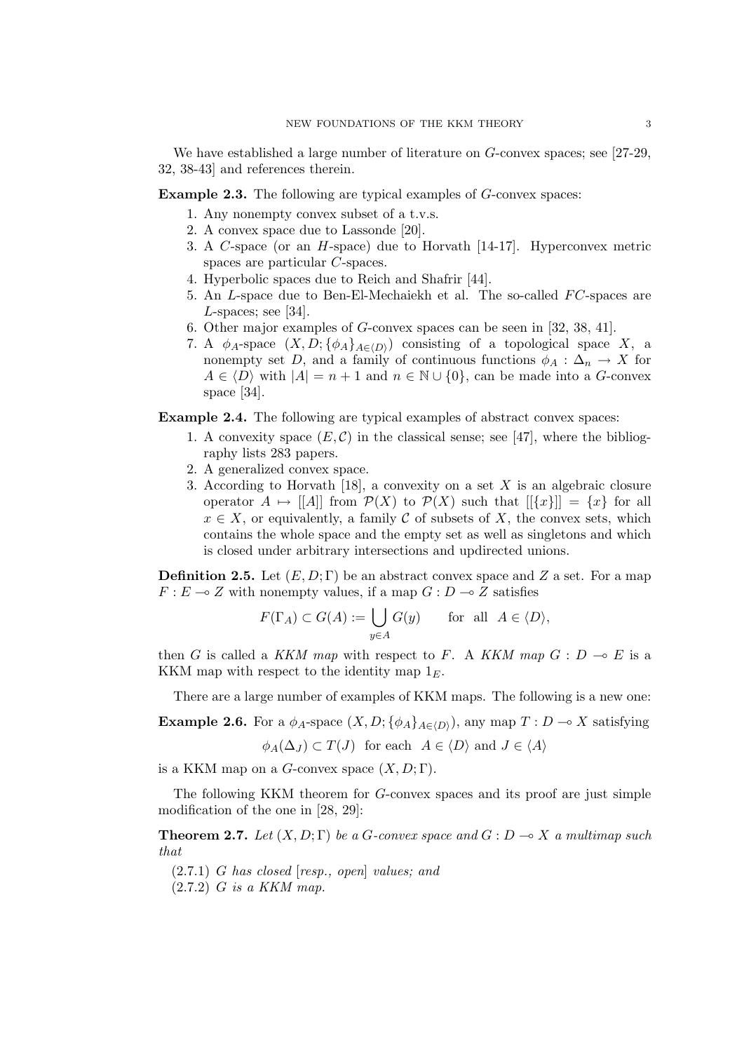We have established a large number of literature on $G$-convex spaces; see [27-29, 32, 38-43] and references therein.

**Example 2.3.** The following are typical examples of $G$-convex spaces:

1. Any nonempty convex subset of a t.v.s.
2. A convex space due to Lassonde [20].
3. A $C$-space (or an $H$-space) due to Horvath [14-17]. Hyperconvex metric spaces are particular $C$-spaces.
4. Hyperbolic spaces due to Reich and Shafrir [44].
5. An $L$-space due to Ben-El-Mechaiekh et al. The so-called $FC$-spaces are $L$-spaces; see [34].
6. Other major examples of $G$-convex spaces can be seen in [32, 38, 41].
7. A $\phi_A$-space $(X, D; \{\phi_A\}_{A\in\langle D\rangle})$ consisting of a topological space $X$, a nonempty set $D$, and a family of continuous functions $\phi_A : \Delta_n \to X$ for $A \in \langle D\rangle$ with $|A| = n+1$ and $n \in \mathbb{N} \cup \{0\}$, can be made into a $G$-convex space [34].

**Example 2.4.** The following are typical examples of abstract convex spaces:

1. A convexity space $(E, \mathcal{C})$ in the classical sense; see [47], where the bibliography lists 283 papers.
2. A generalized convex space.
3. According to Horvath [18], a convexity on a set $X$ is an algebraic closure operator $A \mapsto [[A]]$ from $\mathcal{P}(X)$ to $\mathcal{P}(X)$ such that $[[\{x\}]] = \{x\}$ for all $x \in X$, or equivalently, a family $\mathcal{C}$ of subsets of $X$, the convex sets, which contains the whole space and the empty set as well as singletons and which is closed under arbitrary intersections and updirected unions.

**Definition 2.5.** Let $(E, D; \Gamma)$ be an abstract convex space and $Z$ a set. For a map $F : E \multimap Z$ with nonempty values, if a map $G : D \multimap Z$ satisfies

$$F(\Gamma_A) \subset G(A) := \bigcup_{y\in A} G(y) \qquad \text{for all} \quad A \in \langle D\rangle,$$

then $G$ is called a *KKM map* with respect to $F$. A *KKM map* $G : D \multimap E$ is a KKM map with respect to the identity map $1_E$.

There are a large number of examples of KKM maps. The following is a new one:

**Example 2.6.** For a $\phi_A$-space $(X, D; \{\phi_A\}_{A\in\langle D\rangle})$, any map $T : D \multimap X$ satisfying

$$\phi_A(\Delta_J) \subset T(J) \quad \text{for each} \quad A \in \langle D\rangle \text{ and } J \in \langle A\rangle$$

is a KKM map on a $G$-convex space $(X, D; \Gamma)$.

The following KKM theorem for $G$-convex spaces and its proof are just simple modification of the one in [28, 29]:

**Theorem 2.7.** *Let $(X, D; \Gamma)$ be a $G$-convex space and $G : D \multimap X$ a multimap such that*

(2.7.1) *$G$ has closed [resp., open] values; and*

(2.7.2) *$G$ is a KKM map.*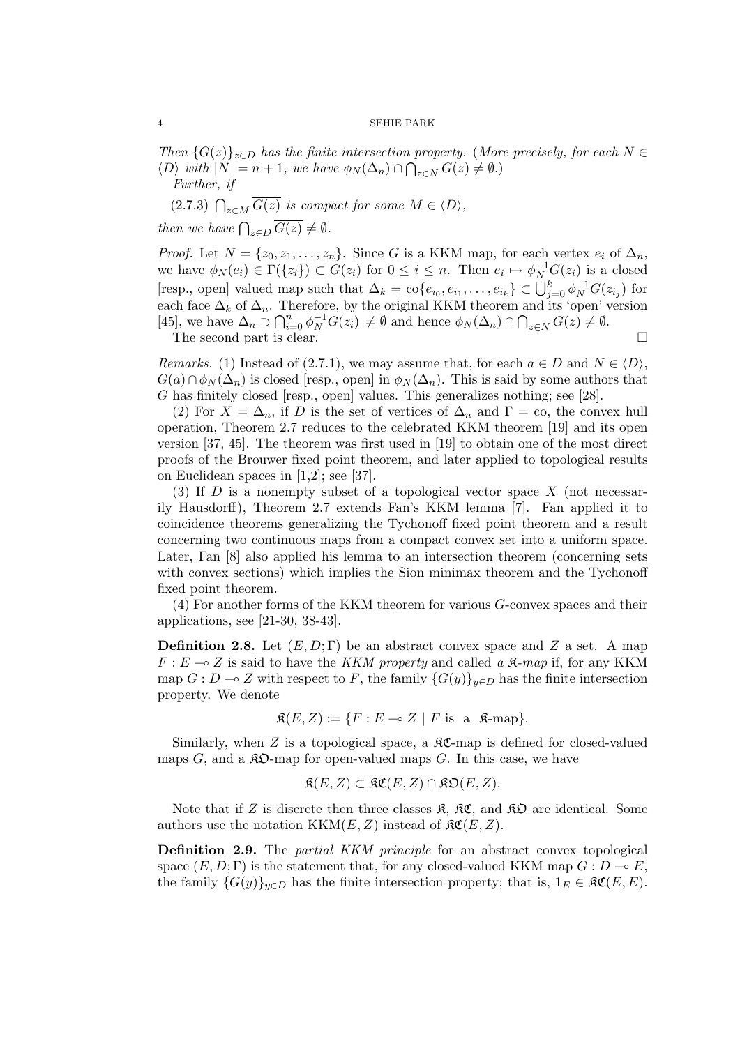*Then $\{G(z)\}_{z\in D}$ has the finite intersection property.* (*More precisely, for each $N \in \langle D\rangle$ with $|N| = n+1$, we have $\phi_N(\Delta_n) \cap \bigcap_{z\in N} G(z) \neq \emptyset$.*)

*Further, if*

(2.7.3) $\bigcap_{z\in M} \overline{G(z)}$ *is compact for some $M \in \langle D\rangle$,*

*then we have $\bigcap_{z\in D} \overline{G(z)} \neq \emptyset$.*

*Proof.* Let $N = \{z_0, z_1, \ldots, z_n\}$. Since $G$ is a KKM map, for each vertex $e_i$ of $\Delta_n$, we have $\phi_N(e_i) \in \Gamma(\{z_i\}) \subset G(z_i)$ for $0 \le i \le n$. Then $e_i \mapsto \phi_N^{-1} G(z_i)$ is a closed [resp., open] valued map such that $\Delta_k = \mathrm{co}\{e_{i_0}, e_{i_1}, \ldots, e_{i_k}\} \subset \bigcup_{j=0}^{k} \phi_N^{-1} G(z_{i_j})$ for each face $\Delta_k$ of $\Delta_n$. Therefore, by the original KKM theorem and its 'open' version [45], we have $\Delta_n \supset \bigcap_{i=0}^{n} \phi_N^{-1} G(z_i) \neq \emptyset$ and hence $\phi_N(\Delta_n) \cap \bigcap_{z\in N} G(z) \neq \emptyset$.

The second part is clear. $\square$

*Remarks.* (1) Instead of (2.7.1), we may assume that, for each $a \in D$ and $N \in \langle D\rangle$, $G(a) \cap \phi_N(\Delta_n)$ is closed [resp., open] in $\phi_N(\Delta_n)$. This is said by some authors that $G$ has finitely closed [resp., open] values. This generalizes nothing; see [28].

(2) For $X = \Delta_n$, if $D$ is the set of vertices of $\Delta_n$ and $\Gamma = \mathrm{co}$, the convex hull operation, Theorem 2.7 reduces to the celebrated KKM theorem [19] and its open version [37, 45]. The theorem was first used in [19] to obtain one of the most direct proofs of the Brouwer fixed point theorem, and later applied to topological results on Euclidean spaces in [1,2]; see [37].

(3) If $D$ is a nonempty subset of a topological vector space $X$ (not necessarily Hausdorff), Theorem 2.7 extends Fan's KKM lemma [7]. Fan applied it to coincidence theorems generalizing the Tychonoff fixed point theorem and a result concerning two continuous maps from a compact convex set into a uniform space. Later, Fan [8] also applied his lemma to an intersection theorem (concerning sets with convex sections) which implies the Sion minimax theorem and the Tychonoff fixed point theorem.

(4) For another forms of the KKM theorem for various $G$-convex spaces and their applications, see [21-30, 38-43].

**Definition 2.8.** Let $(E, D; \Gamma)$ be an abstract convex space and $Z$ a set. A map $F : E \multimap Z$ is said to have the *KKM property* and called *a $\mathfrak{K}$-map* if, for any KKM map $G : D \multimap Z$ with respect to $F$, the family $\{G(y)\}_{y\in D}$ has the finite intersection property. We denote

$$\mathfrak{K}(E, Z) := \{F : E \multimap Z \mid F \text{ is a } \mathfrak{K}\text{-map}\}.$$

Similarly, when $Z$ is a topological space, a $\mathfrak{KC}$-map is defined for closed-valued maps $G$, and a $\mathfrak{KO}$-map for open-valued maps $G$. In this case, we have

$$\mathfrak{K}(E, Z) \subset \mathfrak{KC}(E, Z) \cap \mathfrak{KO}(E, Z).$$

Note that if $Z$ is discrete then three classes $\mathfrak{K}$, $\mathfrak{KC}$, and $\mathfrak{KO}$ are identical. Some authors use the notation $\mathrm{KKM}(E, Z)$ instead of $\mathfrak{KC}(E, Z)$.

**Definition 2.9.** The *partial KKM principle* for an abstract convex topological space $(E, D; \Gamma)$ is the statement that, for any closed-valued KKM map $G : D \multimap E$, the family $\{G(y)\}_{y\in D}$ has the finite intersection property; that is, $1_E \in \mathfrak{KC}(E, E)$.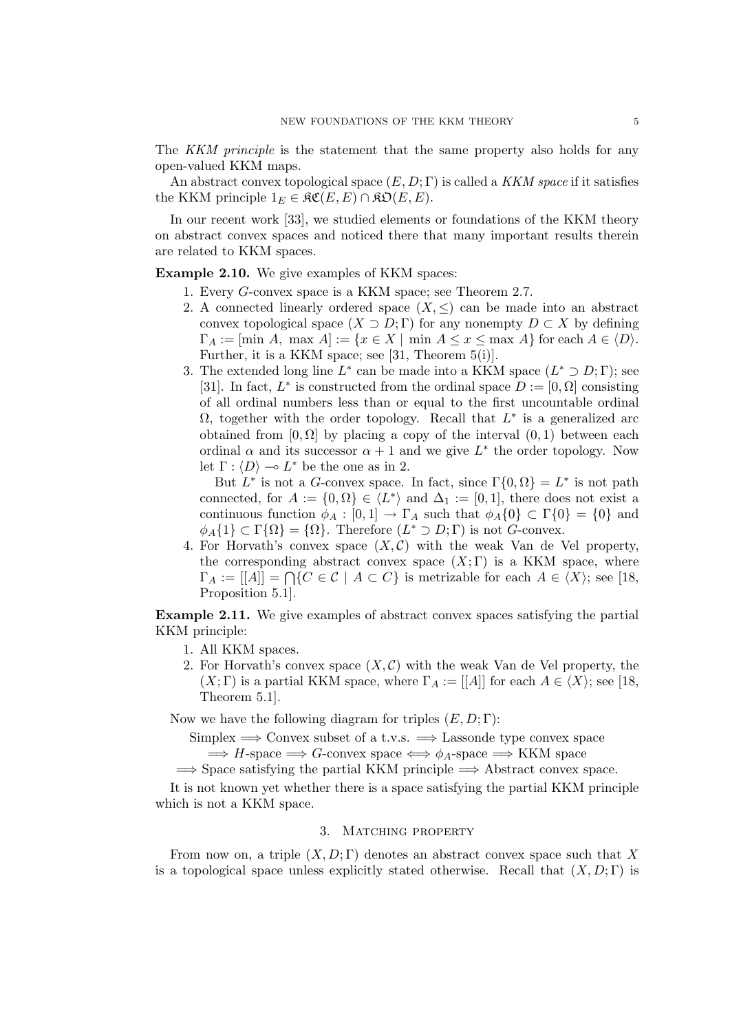The *KKM principle* is the statement that the same property also holds for any open-valued KKM maps.

An abstract convex topological space $(E, D; \Gamma)$ is called a *KKM space* if it satisfies the KKM principle $1_E \in \mathfrak{KC}(E, E) \cap \mathfrak{KO}(E, E)$.

In our recent work [33], we studied elements or foundations of the KKM theory on abstract convex spaces and noticed there that many important results therein are related to KKM spaces.

**Example 2.10.** We give examples of KKM spaces:

1. Every $G$-convex space is a KKM space; see Theorem 2.7.
2. A connected linearly ordered space $(X, \leq)$ can be made into an abstract convex topological space $(X \supset D; \Gamma)$ for any nonempty $D \subset X$ by defining $\Gamma_A := [\min A,\ \max A] := \{x \in X \mid \min A \leq x \leq \max A\}$ for each $A \in \langle D \rangle$. Further, it is a KKM space; see [31, Theorem 5(i)].
3. The extended long line $L^*$ can be made into a KKM space $(L^* \supset D; \Gamma)$; see [31]. In fact, $L^*$ is constructed from the ordinal space $D := [0, \Omega]$ consisting of all ordinal numbers less than or equal to the first uncountable ordinal $\Omega$, together with the order topology. Recall that $L^*$ is a generalized arc obtained from $[0, \Omega]$ by placing a copy of the interval $(0, 1)$ between each ordinal $\alpha$ and its successor $\alpha + 1$ and we give $L^*$ the order topology. Now let $\Gamma : \langle D \rangle \multimap L^*$ be the one as in 2.

   But $L^*$ is not a $G$-convex space. In fact, since $\Gamma\{0, \Omega\} = L^*$ is not path connected, for $A := \{0, \Omega\} \in \langle L^* \rangle$ and $\Delta_1 := [0, 1]$, there does not exist a continuous function $\phi_A : [0, 1] \to \Gamma_A$ such that $\phi_A\{0\} \subset \Gamma\{0\} = \{0\}$ and $\phi_A\{1\} \subset \Gamma\{\Omega\} = \{\Omega\}$. Therefore $(L^* \supset D; \Gamma)$ is not $G$-convex.
4. For Horvath's convex space $(X, \mathcal{C})$ with the weak Van de Vel property, the corresponding abstract convex space $(X; \Gamma)$ is a KKM space, where $\Gamma_A := [[A]] = \bigcap\{C \in \mathcal{C} \mid A \subset C\}$ is metrizable for each $A \in \langle X \rangle$; see [18, Proposition 5.1].

**Example 2.11.** We give examples of abstract convex spaces satisfying the partial KKM principle:

1. All KKM spaces.
2. For Horvath's convex space $(X, \mathcal{C})$ with the weak Van de Vel property, the $(X; \Gamma)$ is a partial KKM space, where $\Gamma_A := [[A]]$ for each $A \in \langle X \rangle$; see [18, Theorem 5.1].

Now we have the following diagram for triples $(E, D; \Gamma)$:

Simplex $\Longrightarrow$ Convex subset of a t.v.s. $\Longrightarrow$ Lassonde type convex space
$\Longrightarrow$ $H$-space $\Longrightarrow$ $G$-convex space $\Longleftrightarrow$ $\phi_A$-space $\Longrightarrow$ KKM space
$\Longrightarrow$ Space satisfying the partial KKM principle $\Longrightarrow$ Abstract convex space.

It is not known yet whether there is a space satisfying the partial KKM principle which is not a KKM space.

## 3. Matching property

From now on, a triple $(X, D; \Gamma)$ denotes an abstract convex space such that $X$ is a topological space unless explicitly stated otherwise. Recall that $(X, D; \Gamma)$ is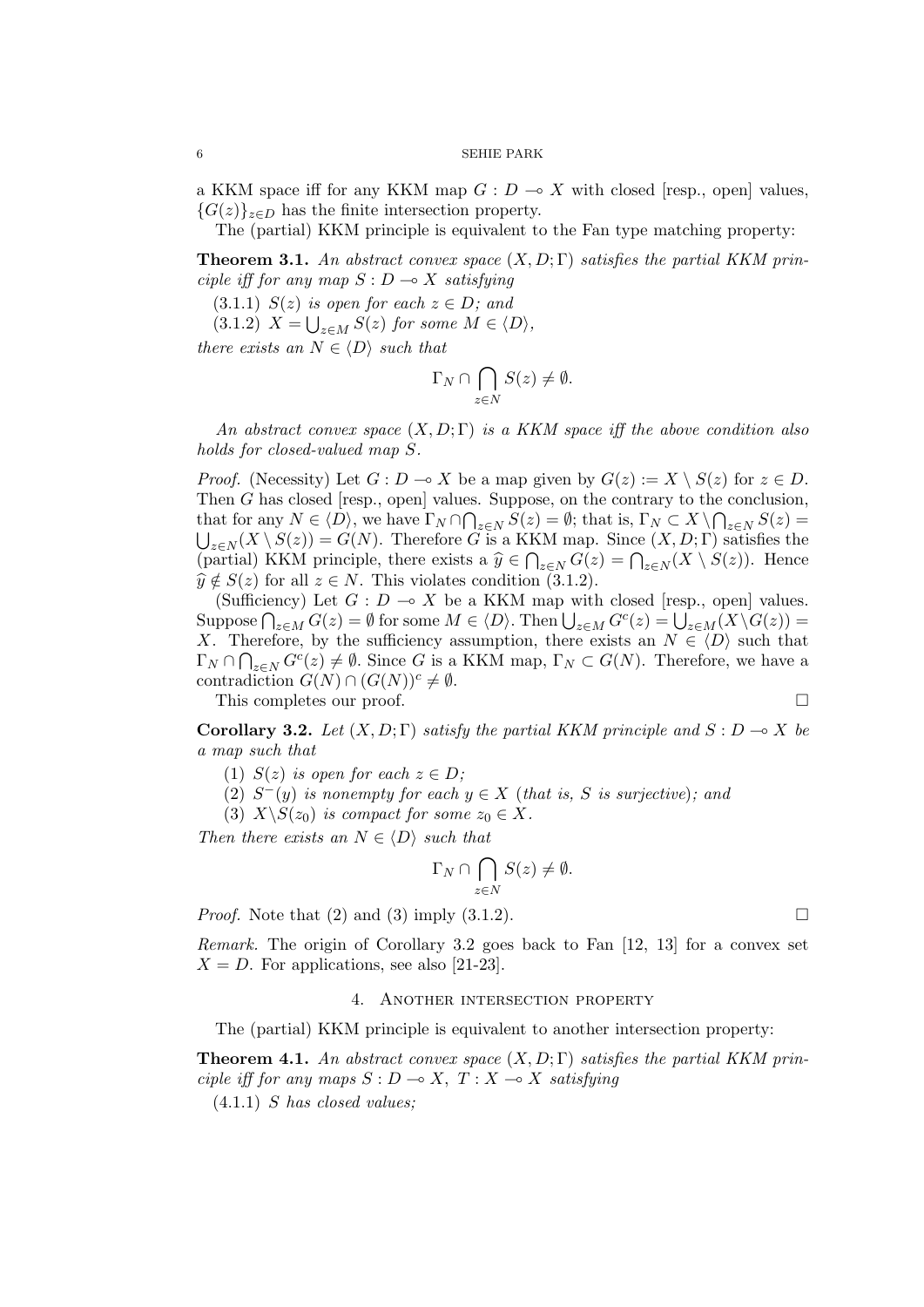a KKM space iff for any KKM map $G : D \multimap X$ with closed [resp., open] values, $\{G(z)\}_{z \in D}$ has the finite intersection property.

The (partial) KKM principle is equivalent to the Fan type matching property:

**Theorem 3.1.** *An abstract convex space $(X, D; \Gamma)$ satisfies the partial KKM principle iff for any map $S : D \multimap X$ satisfying*

(3.1.1) *$S(z)$ is open for each $z \in D$; and*

(3.1.2) *$X = \bigcup_{z \in M} S(z)$ for some $M \in \langle D \rangle$,*

*there exists an $N \in \langle D \rangle$ such that*

$$\Gamma_N \cap \bigcap_{z \in N} S(z) \neq \emptyset.$$

*An abstract convex space $(X, D; \Gamma)$ is a KKM space iff the above condition also holds for closed-valued map $S$.*

*Proof.* (Necessity) Let $G : D \multimap X$ be a map given by $G(z) := X \setminus S(z)$ for $z \in D$. Then $G$ has closed [resp., open] values. Suppose, on the contrary to the conclusion, that for any $N \in \langle D \rangle$, we have $\Gamma_N \cap \bigcap_{z \in N} S(z) = \emptyset$; that is, $\Gamma_N \subset X \setminus \bigcap_{z \in N} S(z) = \bigcup_{z \in N}(X \setminus S(z)) = G(N)$. Therefore $G$ is a KKM map. Since $(X, D; \Gamma)$ satisfies the (partial) KKM principle, there exists a $\widehat{y} \in \bigcap_{z \in N} G(z) = \bigcap_{z \in N}(X \setminus S(z))$. Hence $\widehat{y} \notin S(z)$ for all $z \in N$. This violates condition (3.1.2).

(Sufficiency) Let $G : D \multimap X$ be a KKM map with closed [resp., open] values. Suppose $\bigcap_{z \in M} G(z) = \emptyset$ for some $M \in \langle D \rangle$. Then $\bigcup_{z \in M} G^c(z) = \bigcup_{z \in M}(X \setminus G(z)) = X$. Therefore, by the sufficiency assumption, there exists an $N \in \langle D \rangle$ such that $\Gamma_N \cap \bigcap_{z \in N} G^c(z) \neq \emptyset$. Since $G$ is a KKM map, $\Gamma_N \subset G(N)$. Therefore, we have a contradiction $G(N) \cap (G(N))^c \neq \emptyset$.

This completes our proof. □

**Corollary 3.2.** *Let $(X, D; \Gamma)$ satisfy the partial KKM principle and $S : D \multimap X$ be a map such that*

(1) *$S(z)$ is open for each $z \in D$;*

(2) *$S^{-}(y)$ is nonempty for each $y \in X$ (that is, $S$ is surjective); and*

(3) *$X \setminus S(z_0)$ is compact for some $z_0 \in X$.*

*Then there exists an $N \in \langle D \rangle$ such that*

$$\Gamma_N \cap \bigcap_{z \in N} S(z) \neq \emptyset.$$

*Proof.* Note that (2) and (3) imply (3.1.2). □

*Remark.* The origin of Corollary 3.2 goes back to Fan [12, 13] for a convex set $X = D$. For applications, see also [21-23].

## 4. Another intersection property

The (partial) KKM principle is equivalent to another intersection property:

**Theorem 4.1.** *An abstract convex space $(X, D; \Gamma)$ satisfies the partial KKM principle iff for any maps $S : D \multimap X$, $T : X \multimap X$ satisfying*

(4.1.1) *$S$ has closed values;*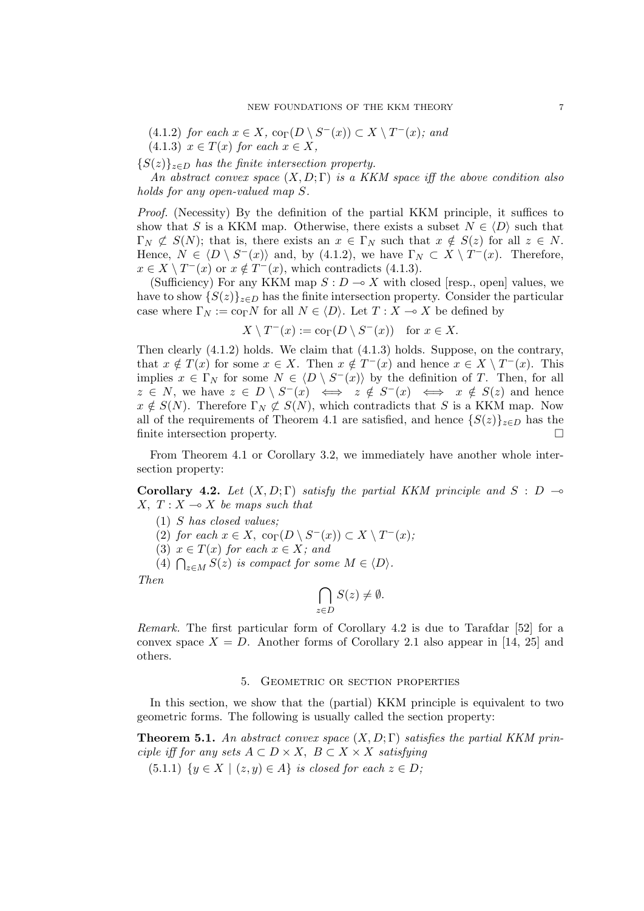(4.1.2) *for each* $x \in X$, $\mathrm{co}_\Gamma(D \setminus S^-(x)) \subset X \setminus T^-(x)$; *and*

(4.1.3) $x \in T(x)$ *for each* $x \in X$,

$\{S(z)\}_{z\in D}$ *has the finite intersection property.*

*An abstract convex space* $(X, D; \Gamma)$ *is a KKM space iff the above condition also holds for any open-valued map* $S$.

*Proof.* (Necessity) By the definition of the partial KKM principle, it suffices to show that $S$ is a KKM map. Otherwise, there exists a subset $N \in \langle D\rangle$ such that $\Gamma_N \not\subset S(N)$; that is, there exists an $x \in \Gamma_N$ such that $x \notin S(z)$ for all $z \in N$. Hence, $N \in \langle D \setminus S^-(x)\rangle$ and, by (4.1.2), we have $\Gamma_N \subset X \setminus T^-(x)$. Therefore, $x \in X \setminus T^-(x)$ or $x \notin T^-(x)$, which contradicts (4.1.3).

(Sufficiency) For any KKM map $S : D \multimap X$ with closed [resp., open] values, we have to show $\{S(z)\}_{z\in D}$ has the finite intersection property. Consider the particular case where $\Gamma_N := \mathrm{co}_\Gamma N$ for all $N \in \langle D\rangle$. Let $T : X \multimap X$ be defined by

$$X \setminus T^-(x) := \mathrm{co}_\Gamma(D \setminus S^-(x)) \quad \text{for } x \in X.$$

Then clearly (4.1.2) holds. We claim that (4.1.3) holds. Suppose, on the contrary, that $x \notin T(x)$ for some $x \in X$. Then $x \notin T^-(x)$ and hence $x \in X \setminus T^-(x)$. This implies $x \in \Gamma_N$ for some $N \in \langle D \setminus S^-(x)\rangle$ by the definition of $T$. Then, for all $z \in N$, we have $z \in D \setminus S^-(x) \iff z \notin S^-(x) \iff x \notin S(z)$ and hence $x \notin S(N)$. Therefore $\Gamma_N \not\subset S(N)$, which contradicts that $S$ is a KKM map. Now all of the requirements of Theorem 4.1 are satisfied, and hence $\{S(z)\}_{z\in D}$ has the finite intersection property. □

From Theorem 4.1 or Corollary 3.2, we immediately have another whole intersection property:

**Corollary 4.2.** *Let* $(X, D; \Gamma)$ *satisfy the partial KKM principle and* $S : D \multimap X$, $T : X \multimap X$ *be maps such that*

(1) $S$ *has closed values;*

(2) *for each* $x \in X$, $\mathrm{co}_\Gamma(D \setminus S^-(x)) \subset X \setminus T^-(x)$;

(3) $x \in T(x)$ *for each* $x \in X$; *and*

(4) $\bigcap_{z\in M} S(z)$ *is compact for some* $M \in \langle D\rangle$.

*Then*

$$\bigcap_{z\in D} S(z) \neq \emptyset.$$

*Remark.* The first particular form of Corollary 4.2 is due to Tarafdar [52] for a convex space $X = D$. Another forms of Corollary 2.1 also appear in [14, 25] and others.

## 5. Geometric or section properties

In this section, we show that the (partial) KKM principle is equivalent to two geometric forms. The following is usually called the section property:

**Theorem 5.1.** *An abstract convex space* $(X, D; \Gamma)$ *satisfies the partial KKM principle iff for any sets* $A \subset D \times X$, $B \subset X \times X$ *satisfying*

(5.1.1) $\{y \in X \mid (z, y) \in A\}$ *is closed for each* $z \in D$;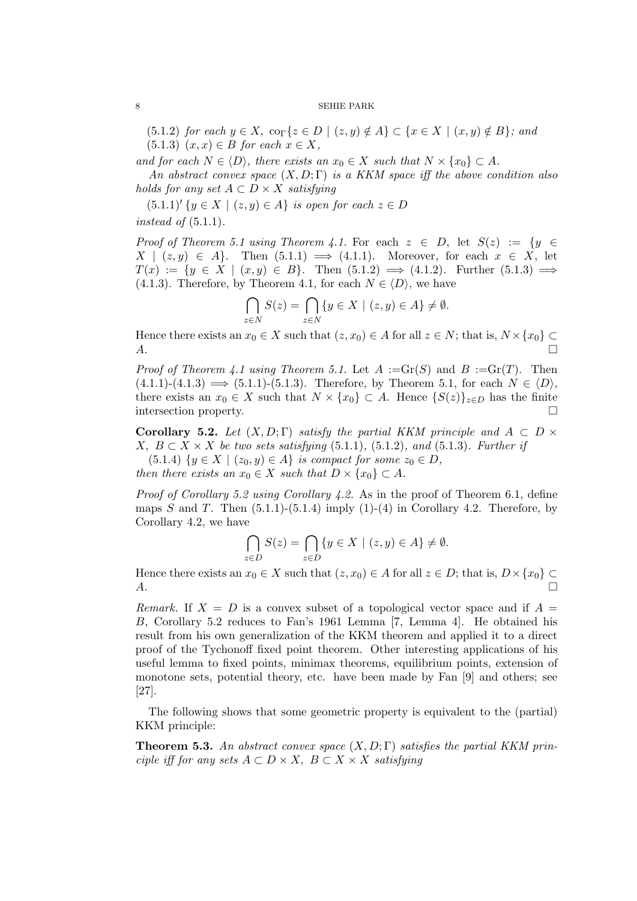(5.1.2) *for each* $y \in X$, $\mathrm{co}_\Gamma\{z \in D \mid (z,y) \notin A\} \subset \{x \in X \mid (x,y) \notin B\}$*; and*

(5.1.3) $(x,x) \in B$ *for each* $x \in X$,

*and for each* $N \in \langle D \rangle$, *there exists an* $x_0 \in X$ *such that* $N \times \{x_0\} \subset A$.

*An abstract convex space* $(X, D; \Gamma)$ *is a KKM space iff the above condition also holds for any set* $A \subset D \times X$ *satisfying*

$(5.1.1)'$ $\{y \in X \mid (z,y) \in A\}$ *is open for each* $z \in D$

*instead of* (5.1.1).

*Proof of Theorem 5.1 using Theorem 4.1.* For each $z \in D$, let $S(z) := \{y \in X \mid (z,y) \in A\}$. Then (5.1.1) $\Longrightarrow$ (4.1.1). Moreover, for each $x \in X$, let $T(x) := \{y \in X \mid (x,y) \in B\}$. Then (5.1.2) $\Longrightarrow$ (4.1.2). Further (5.1.3) $\Longrightarrow$ (4.1.3). Therefore, by Theorem 4.1, for each $N \in \langle D \rangle$, we have

$$\bigcap_{z \in N} S(z) = \bigcap_{z \in N} \{y \in X \mid (z,y) \in A\} \neq \emptyset.$$

Hence there exists an $x_0 \in X$ such that $(z, x_0) \in A$ for all $z \in N$; that is, $N \times \{x_0\} \subset A$. $\square$

*Proof of Theorem 4.1 using Theorem 5.1.* Let $A := \mathrm{Gr}(S)$ and $B := \mathrm{Gr}(T)$. Then (4.1.1)-(4.1.3) $\Longrightarrow$ (5.1.1)-(5.1.3). Therefore, by Theorem 5.1, for each $N \in \langle D \rangle$, there exists an $x_0 \in X$ such that $N \times \{x_0\} \subset A$. Hence $\{S(z)\}_{z \in D}$ has the finite intersection property. $\square$

**Corollary 5.2.** *Let* $(X, D; \Gamma)$ *satisfy the partial KKM principle and* $A \subset D \times X$, $B \subset X \times X$ *be two sets satisfying* (5.1.1), (5.1.2), *and* (5.1.3). *Further if*

(5.1.4) $\{y \in X \mid (z_0, y) \in A\}$ *is compact for some* $z_0 \in D$,

*then there exists an* $x_0 \in X$ *such that* $D \times \{x_0\} \subset A$.

*Proof of Corollary 5.2 using Corollary 4.2.* As in the proof of Theorem 6.1, define maps $S$ and $T$. Then (5.1.1)-(5.1.4) imply (1)-(4) in Corollary 4.2. Therefore, by Corollary 4.2, we have

$$\bigcap_{z \in D} S(z) = \bigcap_{z \in D} \{y \in X \mid (z,y) \in A\} \neq \emptyset.$$

Hence there exists an $x_0 \in X$ such that $(z, x_0) \in A$ for all $z \in D$; that is, $D \times \{x_0\} \subset A$. $\square$

*Remark.* If $X = D$ is a convex subset of a topological vector space and if $A = B$, Corollary 5.2 reduces to Fan's 1961 Lemma [7, Lemma 4]. He obtained his result from his own generalization of the KKM theorem and applied it to a direct proof of the Tychonoff fixed point theorem. Other interesting applications of his useful lemma to fixed points, minimax theorems, equilibrium points, extension of monotone sets, potential theory, etc. have been made by Fan [9] and others; see [27].

The following shows that some geometric property is equivalent to the (partial) KKM principle:

**Theorem 5.3.** *An abstract convex space* $(X, D; \Gamma)$ *satisfies the partial KKM principle iff for any sets* $A \subset D \times X$, $B \subset X \times X$ *satisfying*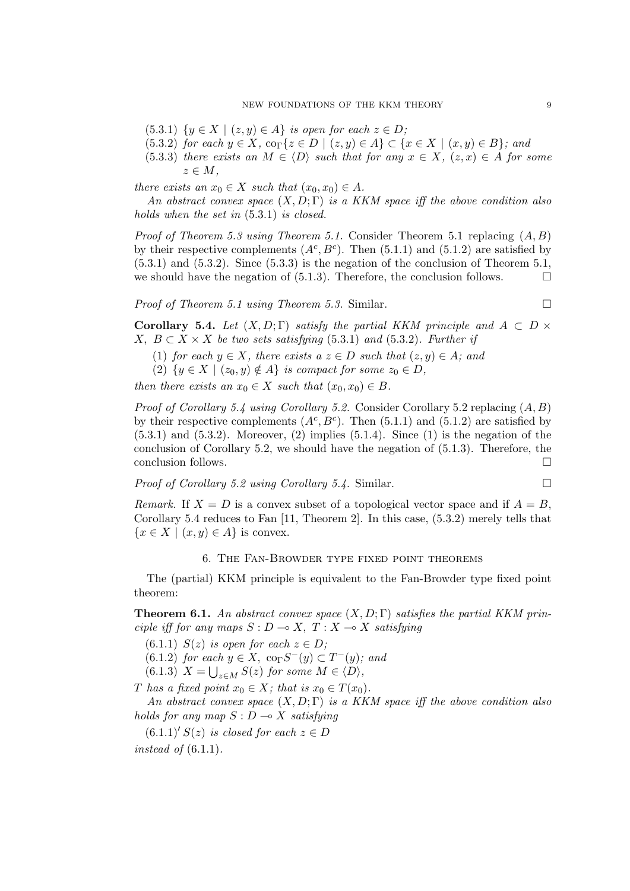(5.3.1) $\{y \in X \mid (z, y) \in A\}$ *is open for each* $z \in D$*;*

(5.3.2) *for each* $y \in X$*,* $\mathrm{co}_\Gamma\{z \in D \mid (z, y) \in A\} \subset \{x \in X \mid (x, y) \in B\}$*; and*

(5.3.3) *there exists an* $M \in \langle D \rangle$ *such that for any* $x \in X$*,* $(z, x) \in A$ *for some* $z \in M$*,*

*there exists an* $x_0 \in X$ *such that* $(x_0, x_0) \in A$*.*

*An abstract convex space* $(X, D; \Gamma)$ *is a KKM space iff the above condition also holds when the set in* (5.3.1) *is closed.*

*Proof of Theorem 5.3 using Theorem 5.1.* Consider Theorem 5.1 replacing $(A, B)$ by their respective complements $(A^c, B^c)$. Then (5.1.1) and (5.1.2) are satisfied by (5.3.1) and (5.3.2). Since (5.3.3) is the negation of the conclusion of Theorem 5.1, we should have the negation of (5.1.3). Therefore, the conclusion follows. □

*Proof of Theorem 5.1 using Theorem 5.3.* Similar. □

**Corollary 5.4.** *Let* $(X, D; \Gamma)$ *satisfy the partial KKM principle and* $A \subset D \times X$*,* $B \subset X \times X$ *be two sets satisfying* (5.3.1) *and* (5.3.2)*. Further if*

(1) *for each* $y \in X$*, there exists a* $z \in D$ *such that* $(z, y) \in A$*; and*

(2) $\{y \in X \mid (z_0, y) \notin A\}$ *is compact for some* $z_0 \in D$*,*

*then there exists an* $x_0 \in X$ *such that* $(x_0, x_0) \in B$*.*

*Proof of Corollary 5.4 using Corollary 5.2.* Consider Corollary 5.2 replacing $(A, B)$ by their respective complements $(A^c, B^c)$. Then (5.1.1) and (5.1.2) are satisfied by (5.3.1) and (5.3.2). Moreover, (2) implies (5.1.4). Since (1) is the negation of the conclusion of Corollary 5.2, we should have the negation of (5.1.3). Therefore, the conclusion follows. □

*Proof of Corollary 5.2 using Corollary 5.4.* Similar. □

*Remark.* If $X = D$ is a convex subset of a topological vector space and if $A = B$, Corollary 5.4 reduces to Fan [11, Theorem 2]. In this case, (5.3.2) merely tells that $\{x \in X \mid (x, y) \in A\}$ is convex.

## 6. The Fan-Browder type fixed point theorems

The (partial) KKM principle is equivalent to the Fan-Browder type fixed point theorem:

**Theorem 6.1.** *An abstract convex space* $(X, D; \Gamma)$ *satisfies the partial KKM principle iff for any maps* $S : D \multimap X$*,* $T : X \multimap X$ *satisfying*

(6.1.1) $S(z)$ *is open for each* $z \in D$*;*

(6.1.2) *for each* $y \in X$*,* $\mathrm{co}_\Gamma S^-(y) \subset T^-(y)$*; and*

(6.1.3) $X = \bigcup_{z \in M} S(z)$ *for some* $M \in \langle D \rangle$*,*

$T$ *has a fixed point* $x_0 \in X$*; that is* $x_0 \in T(x_0)$*.*

*An abstract convex space* $(X, D; \Gamma)$ *is a KKM space iff the above condition also holds for any map* $S : D \multimap X$ *satisfying*

$(6.1.1)'$ $S(z)$ *is closed for each* $z \in D$

*instead of* (6.1.1)*.*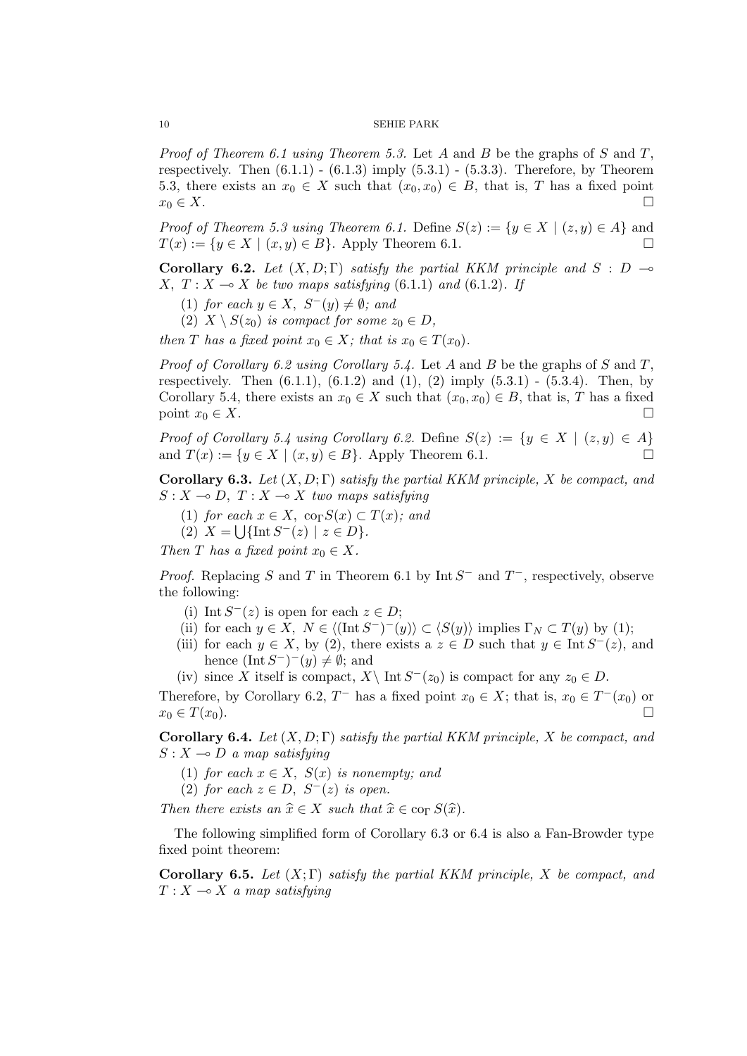*Proof of Theorem 6.1 using Theorem 5.3.* Let $A$ and $B$ be the graphs of $S$ and $T$, respectively. Then (6.1.1) - (6.1.3) imply (5.3.1) - (5.3.3). Therefore, by Theorem 5.3, there exists an $x_0 \in X$ such that $(x_0, x_0) \in B$, that is, $T$ has a fixed point $x_0 \in X$. □

*Proof of Theorem 5.3 using Theorem 6.1.* Define $S(z) := \{y \in X \mid (z, y) \in A\}$ and $T(x) := \{y \in X \mid (x, y) \in B\}$. Apply Theorem 6.1. □

**Corollary 6.2.** *Let $(X, D; \Gamma)$ satisfy the partial KKM principle and $S : D \multimap X$, $T : X \multimap X$ be two maps satisfying* (6.1.1) *and* (6.1.2)*. If*

(1) *for each $y \in X$, $S^{-}(y) \neq \emptyset$; and*

(2) *$X \setminus S(z_0)$ is compact for some $z_0 \in D$,*

*then $T$ has a fixed point $x_0 \in X$; that is $x_0 \in T(x_0)$.*

*Proof of Corollary 6.2 using Corollary 5.4.* Let $A$ and $B$ be the graphs of $S$ and $T$, respectively. Then (6.1.1), (6.1.2) and (1), (2) imply (5.3.1) - (5.3.4). Then, by Corollary 5.4, there exists an $x_0 \in X$ such that $(x_0, x_0) \in B$, that is, $T$ has a fixed point $x_0 \in X$. □

*Proof of Corollary 5.4 using Corollary 6.2.* Define $S(z) := \{y \in X \mid (z, y) \in A\}$ and $T(x) := \{y \in X \mid (x, y) \in B\}$. Apply Theorem 6.1. □

**Corollary 6.3.** *Let $(X, D; \Gamma)$ satisfy the partial KKM principle, $X$ be compact, and $S : X \multimap D$, $T : X \multimap X$ two maps satisfying*

(1) *for each $x \in X$, $\mathrm{co}_\Gamma S(x) \subset T(x)$; and*

(2) *$X = \bigcup \{\mathrm{Int}\, S^{-}(z) \mid z \in D\}$.*

*Then $T$ has a fixed point $x_0 \in X$.*

*Proof.* Replacing $S$ and $T$ in Theorem 6.1 by $\mathrm{Int}\, S^{-}$ and $T^{-}$, respectively, observe the following:

(i) $\mathrm{Int}\, S^{-}(z)$ is open for each $z \in D$;

(ii) for each $y \in X$, $N \in \langle (\mathrm{Int}\, S^{-})^{-}(y) \rangle \subset \langle S(y) \rangle$ implies $\Gamma_N \subset T(y)$ by (1);

(iii) for each $y \in X$, by (2), there exists a $z \in D$ such that $y \in \mathrm{Int}\, S^{-}(z)$, and hence $(\mathrm{Int}\, S^{-})^{-}(y) \neq \emptyset$; and

(iv) since $X$ itself is compact, $X \setminus \mathrm{Int}\, S^{-}(z_0)$ is compact for any $z_0 \in D$.

Therefore, by Corollary 6.2, $T^{-}$ has a fixed point $x_0 \in X$; that is, $x_0 \in T^{-}(x_0)$ or $x_0 \in T(x_0)$. □

**Corollary 6.4.** *Let $(X, D; \Gamma)$ satisfy the partial KKM principle, $X$ be compact, and $S : X \multimap D$ a map satisfying*

(1) *for each $x \in X$, $S(x)$ is nonempty; and*

(2) *for each $z \in D$, $S^{-}(z)$ is open.*

*Then there exists an $\widehat{x} \in X$ such that $\widehat{x} \in \mathrm{co}_\Gamma S(\widehat{x})$.*

The following simplified form of Corollary 6.3 or 6.4 is also a Fan-Browder type fixed point theorem:

**Corollary 6.5.** *Let $(X; \Gamma)$ satisfy the partial KKM principle, $X$ be compact, and $T : X \multimap X$ a map satisfying*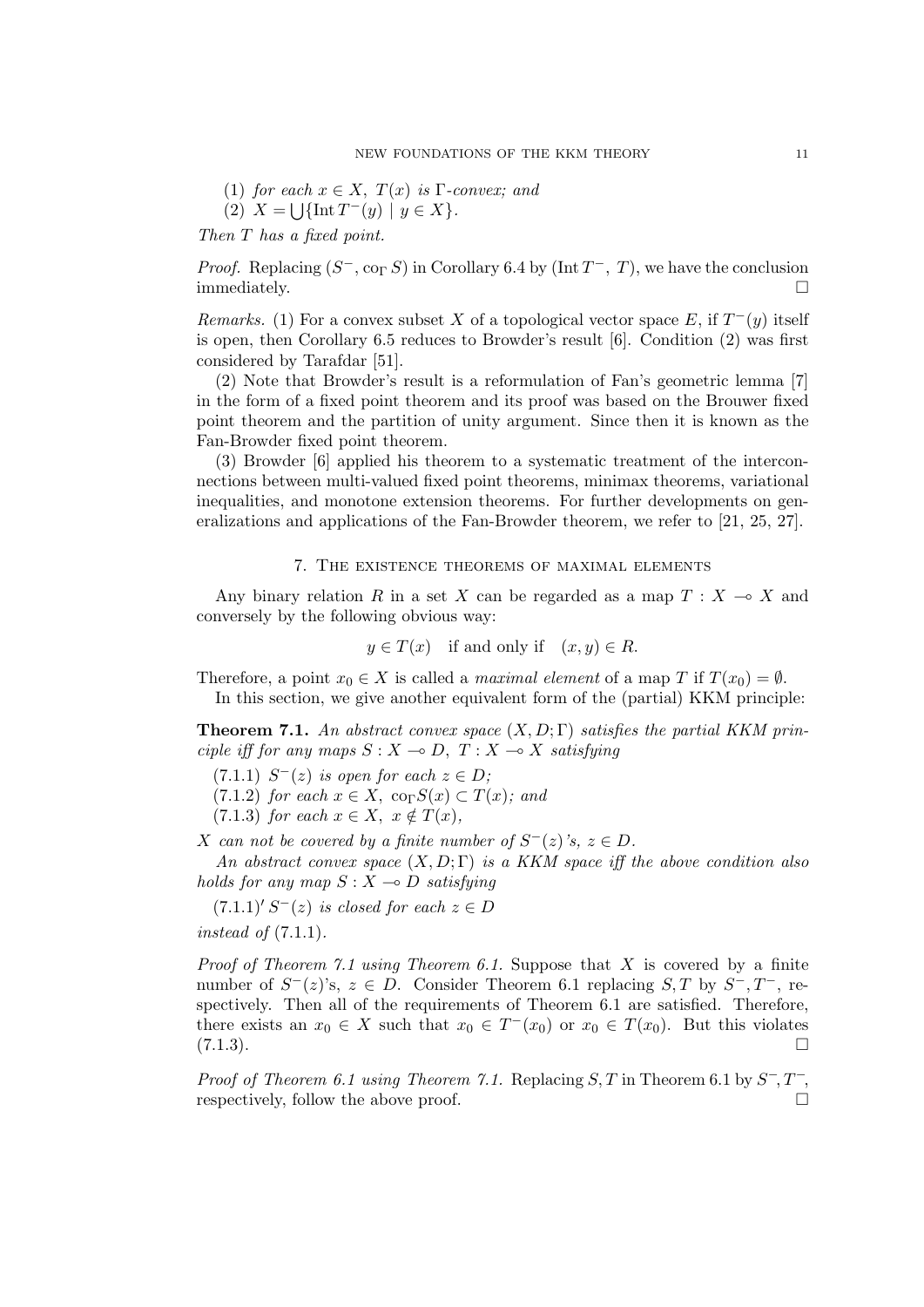(1) *for each* $x \in X$, $T(x)$ *is* $\Gamma$*-convex; and*
(2) $X = \bigcup\{\operatorname{Int} T^{-}(y) \mid y \in X\}$.

*Then* $T$ *has a fixed point.*

*Proof.* Replacing $(S^{-}, \operatorname{co}_\Gamma S)$ in Corollary 6.4 by $(\operatorname{Int} T^{-},\ T)$, we have the conclusion immediately. □

*Remarks.* (1) For a convex subset $X$ of a topological vector space $E$, if $T^{-}(y)$ itself is open, then Corollary 6.5 reduces to Browder's result [6]. Condition (2) was first considered by Tarafdar [51].

(2) Note that Browder's result is a reformulation of Fan's geometric lemma [7] in the form of a fixed point theorem and its proof was based on the Brouwer fixed point theorem and the partition of unity argument. Since then it is known as the Fan-Browder fixed point theorem.

(3) Browder [6] applied his theorem to a systematic treatment of the interconnections between multi-valued fixed point theorems, minimax theorems, variational inequalities, and monotone extension theorems. For further developments on generalizations and applications of the Fan-Browder theorem, we refer to [21, 25, 27].

## 7. The existence theorems of maximal elements

Any binary relation $R$ in a set $X$ can be regarded as a map $T : X \multimap X$ and conversely by the following obvious way:

$$y \in T(x) \quad \text{if and only if} \quad (x, y) \in R.$$

Therefore, a point $x_0 \in X$ is called a *maximal element* of a map $T$ if $T(x_0) = \emptyset$.

In this section, we give another equivalent form of the (partial) KKM principle:

**Theorem 7.1.** *An abstract convex space* $(X, D; \Gamma)$ *satisfies the partial KKM principle iff for any maps* $S : X \multimap D$, $T : X \multimap X$ *satisfying*

(7.1.1) $S^{-}(z)$ *is open for each* $z \in D$*;*
(7.1.2) *for each* $x \in X$, $\operatorname{co}_\Gamma S(x) \subset T(x)$*; and*
(7.1.3) *for each* $x \in X$, $x \notin T(x)$*,*

*$X$ can not be covered by a finite number of $S^{-}(z)$'s,* $z \in D$.

*An abstract convex space* $(X, D; \Gamma)$ *is a KKM space iff the above condition also holds for any map* $S : X \multimap D$ *satisfying*

$(7.1.1)'$ $S^{-}(z)$ *is closed for each* $z \in D$

*instead of* (7.1.1).

*Proof of Theorem 7.1 using Theorem 6.1.* Suppose that $X$ is covered by a finite number of $S^{-}(z)$'s, $z \in D$. Consider Theorem 6.1 replacing $S, T$ by $S^{-}, T^{-}$, respectively. Then all of the requirements of Theorem 6.1 are satisfied. Therefore, there exists an $x_0 \in X$ such that $x_0 \in T^{-}(x_0)$ or $x_0 \in T(x_0)$. But this violates (7.1.3). □

*Proof of Theorem 6.1 using Theorem 7.1.* Replacing $S, T$ in Theorem 6.1 by $S^{-}, T^{-}$, respectively, follow the above proof. □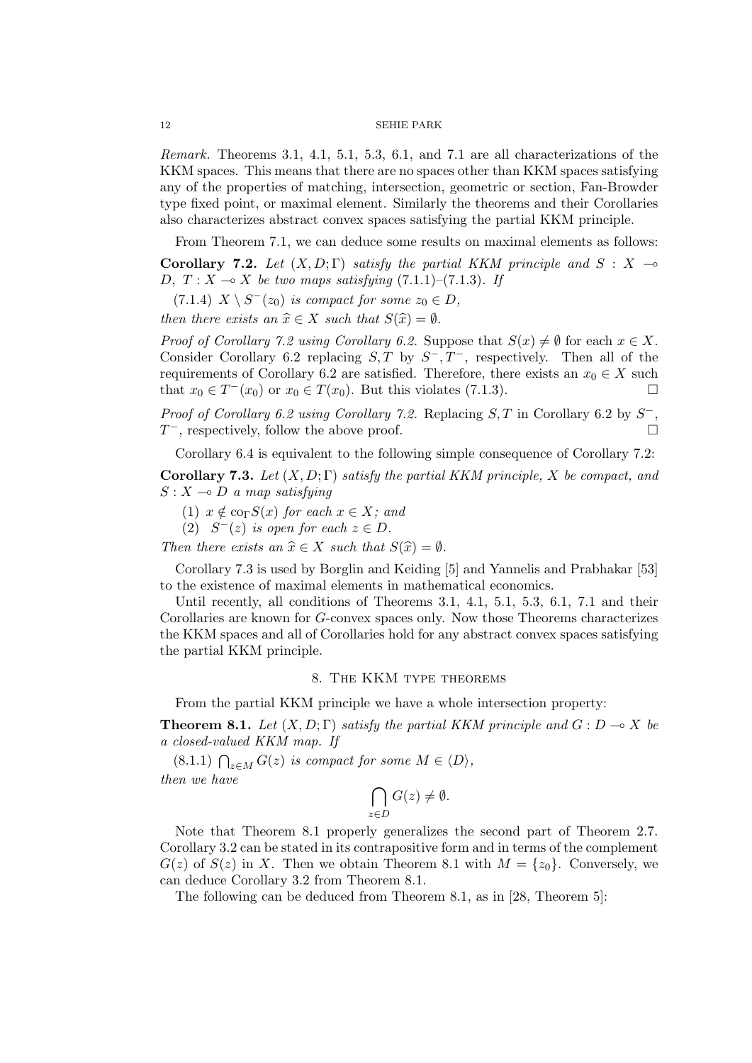*Remark.* Theorems 3.1, 4.1, 5.1, 5.3, 6.1, and 7.1 are all characterizations of the KKM spaces. This means that there are no spaces other than KKM spaces satisfying any of the properties of matching, intersection, geometric or section, Fan-Browder type fixed point, or maximal element. Similarly the theorems and their Corollaries also characterizes abstract convex spaces satisfying the partial KKM principle.

From Theorem 7.1, we can deduce some results on maximal elements as follows:

**Corollary 7.2.** *Let $(X, D; \Gamma)$ satisfy the partial KKM principle and $S : X \multimap D$, $T : X \multimap X$ be two maps satisfying (7.1.1)–(7.1.3). If*

(7.1.4) *$X \setminus S^{-}(z_0)$ is compact for some $z_0 \in D$,*

*then there exists an $\widehat{x} \in X$ such that $S(\widehat{x}) = \emptyset$.*

*Proof of Corollary 7.2 using Corollary 6.2.* Suppose that $S(x) \neq \emptyset$ for each $x \in X$. Consider Corollary 6.2 replacing $S, T$ by $S^{-}, T^{-}$, respectively. Then all of the requirements of Corollary 6.2 are satisfied. Therefore, there exists an $x_0 \in X$ such that $x_0 \in T^{-}(x_0)$ or $x_0 \in T(x_0)$. But this violates (7.1.3). □

*Proof of Corollary 6.2 using Corollary 7.2.* Replacing $S, T$ in Corollary 6.2 by $S^{-}$, $T^{-}$, respectively, follow the above proof. □

Corollary 6.4 is equivalent to the following simple consequence of Corollary 7.2:

**Corollary 7.3.** *Let $(X, D; \Gamma)$ satisfy the partial KKM principle, $X$ be compact, and $S : X \multimap D$ a map satisfying*

(1) *$x \notin \mathrm{co}_{\Gamma} S(x)$ for each $x \in X$; and*

(2) *$S^{-}(z)$ is open for each $z \in D$.*

*Then there exists an $\widehat{x} \in X$ such that $S(\widehat{x}) = \emptyset$.*

Corollary 7.3 is used by Borglin and Keiding [5] and Yannelis and Prabhakar [53] to the existence of maximal elements in mathematical economics.

Until recently, all conditions of Theorems 3.1, 4.1, 5.1, 5.3, 6.1, 7.1 and their Corollaries are known for $G$-convex spaces only. Now those Theorems characterizes the KKM spaces and all of Corollaries hold for any abstract convex spaces satisfying the partial KKM principle.

## 8. The KKM type theorems

From the partial KKM principle we have a whole intersection property:

**Theorem 8.1.** *Let $(X, D; \Gamma)$ satisfy the partial KKM principle and $G : D \multimap X$ be a closed-valued KKM map. If*

(8.1.1) *$\bigcap_{z \in M} G(z)$ is compact for some $M \in \langle D \rangle$,*

*then we have*

$$\bigcap_{z \in D} G(z) \neq \emptyset.$$

Note that Theorem 8.1 properly generalizes the second part of Theorem 2.7. Corollary 3.2 can be stated in its contrapositive form and in terms of the complement $G(z)$ of $S(z)$ in $X$. Then we obtain Theorem 8.1 with $M = \{z_0\}$. Conversely, we can deduce Corollary 3.2 from Theorem 8.1.

The following can be deduced from Theorem 8.1, as in [28, Theorem 5]: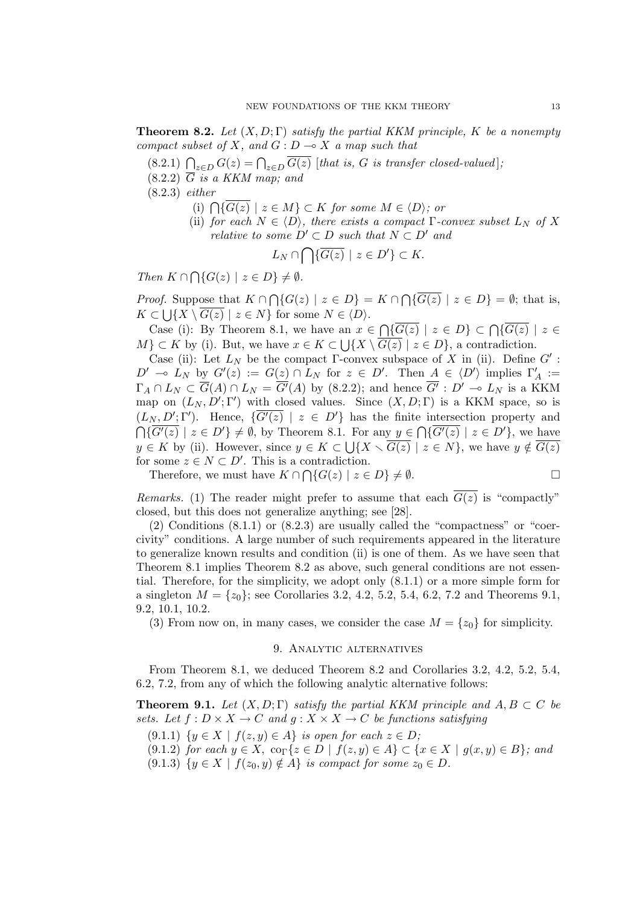**Theorem 8.2.** *Let $(X, D; \Gamma)$ satisfy the partial KKM principle, $K$ be a nonempty compact subset of $X$, and $G : D \multimap X$ a map such that*

(8.2.1) $\bigcap_{z\in D} G(z) = \bigcap_{z\in D} \overline{G(z)}$ *[that is, $G$ is transfer closed-valued];*

(8.2.2) *$\overline{G}$ is a KKM map; and*

(8.2.3) *either*

(i) *$\bigcap\{\overline{G(z)} \mid z \in M\} \subset K$ for some $M \in \langle D\rangle$; or*

(ii) *for each $N \in \langle D\rangle$, there exists a compact $\Gamma$-convex subset $L_N$ of $X$ relative to some $D' \subset D$ such that $N \subset D'$ and*

$$L_N \cap \bigcap\{\overline{G(z)} \mid z \in D'\} \subset K.$$

*Then $K \cap \bigcap\{G(z) \mid z \in D\} \neq \emptyset$.*

*Proof.* Suppose that $K \cap \bigcap\{G(z) \mid z \in D\} = K \cap \bigcap\{\overline{G(z)} \mid z \in D\} = \emptyset$; that is, $K \subset \bigcup\{X \setminus \overline{G(z)} \mid z \in N\}$ for some $N \in \langle D\rangle$.

Case (i): By Theorem 8.1, we have an $x \in \bigcap\{\overline{G(z)} \mid z \in D\} \subset \bigcap\{\overline{G(z)} \mid z \in M\} \subset K$ by (i). But, we have $x \in K \subset \bigcup\{X \setminus \overline{G(z)} \mid z \in D\}$, a contradiction.

Case (ii): Let $L_N$ be the compact $\Gamma$-convex subspace of $X$ in (ii). Define $G' : D' \multimap L_N$ by $G'(z) := G(z) \cap L_N$ for $z \in D'$. Then $A \in \langle D'\rangle$ implies $\Gamma'_A := \Gamma_A \cap L_N \subset \overline{G}(A) \cap L_N = \overline{G'}(A)$ by (8.2.2); and hence $\overline{G'} : D' \multimap L_N$ is a KKM map on $(L_N, D'; \Gamma')$ with closed values. Since $(X, D; \Gamma)$ is a KKM space, so is $(L_N, D'; \Gamma')$. Hence, $\{\overline{G'(z)} \mid z \in D'\}$ has the finite intersection property and $\bigcap\{\overline{G'(z)} \mid z \in D'\} \neq \emptyset$, by Theorem 8.1. For any $y \in \bigcap\{\overline{G'(z)} \mid z \in D'\}$, we have $y \in K$ by (ii). However, since $y \in K \subset \bigcup\{X \setminus \overline{G(z)} \mid z \in N\}$, we have $y \notin \overline{G(z)}$ for some $z \in N \subset D'$. This is a contradiction.

Therefore, we must have $K \cap \bigcap\{G(z) \mid z \in D\} \neq \emptyset$. □

*Remarks.* (1) The reader might prefer to assume that each $\overline{G(z)}$ is "compactly" closed, but this does not generalize anything; see [28].

(2) Conditions (8.1.1) or (8.2.3) are usually called the "compactness" or "coercivity" conditions. A large number of such requirements appeared in the literature to generalize known results and condition (ii) is one of them. As we have seen that Theorem 8.1 implies Theorem 8.2 as above, such general conditions are not essential. Therefore, for the simplicity, we adopt only (8.1.1) or a more simple form for a singleton $M = \{z_0\}$; see Corollaries 3.2, 4.2, 5.2, 5.4, 6.2, 7.2 and Theorems 9.1, 9.2, 10.1, 10.2.

(3) From now on, in many cases, we consider the case $M = \{z_0\}$ for simplicity.

## 9. Analytic alternatives

From Theorem 8.1, we deduced Theorem 8.2 and Corollaries 3.2, 4.2, 5.2, 5.4, 6.2, 7.2, from any of which the following analytic alternative follows:

**Theorem 9.1.** *Let $(X, D; \Gamma)$ satisfy the partial KKM principle and $A, B \subset C$ be sets. Let $f : D \times X \to C$ and $g : X \times X \to C$ be functions satisfying*

(9.1.1) *$\{y \in X \mid f(z, y) \in A\}$ is open for each $z \in D$;*

(9.1.2) *for each $y \in X$, $\mathrm{co}_\Gamma\{z \in D \mid f(z, y) \in A\} \subset \{x \in X \mid g(x, y) \in B\}$; and*

(9.1.3) *$\{y \in X \mid f(z_0, y) \notin A\}$ is compact for some $z_0 \in D$.*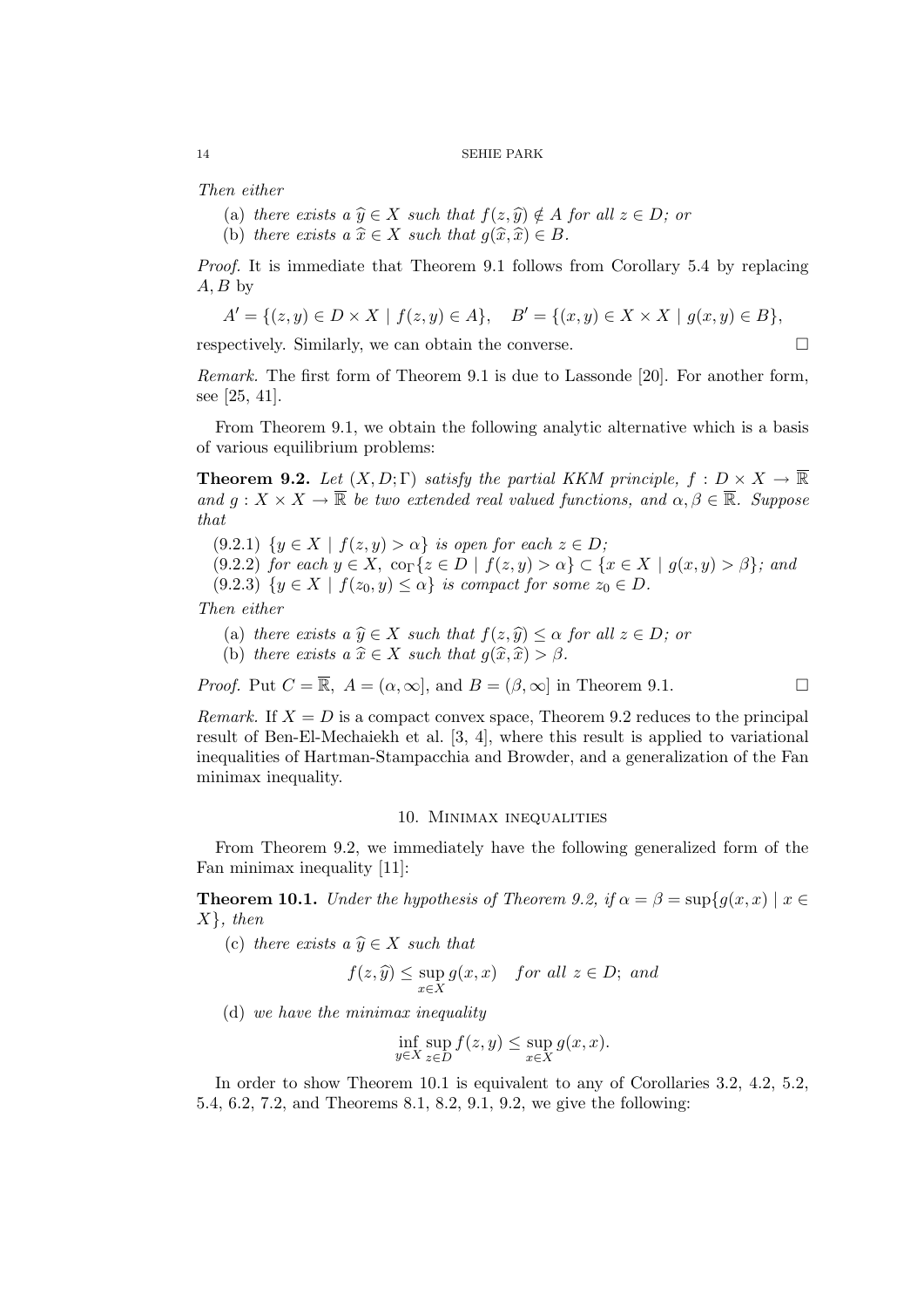*Then either*

(a) *there exists a* $\widehat{y} \in X$ *such that* $f(z, \widehat{y}) \notin A$ *for all* $z \in D$*; or*
(b) *there exists a* $\widehat{x} \in X$ *such that* $g(\widehat{x}, \widehat{x}) \in B$.

*Proof.* It is immediate that Theorem 9.1 follows from Corollary 5.4 by replacing $A, B$ by

$$A' = \{(z, y) \in D \times X \mid f(z, y) \in A\}, \quad B' = \{(x, y) \in X \times X \mid g(x, y) \in B\},$$

respectively. Similarly, we can obtain the converse. □

*Remark.* The first form of Theorem 9.1 is due to Lassonde [20]. For another form, see [25, 41].

From Theorem 9.1, we obtain the following analytic alternative which is a basis of various equilibrium problems:

**Theorem 9.2.** *Let* $(X, D; \Gamma)$ *satisfy the partial KKM principle,* $f : D \times X \to \overline{\mathbb{R}}$ *and* $g : X \times X \to \overline{\mathbb{R}}$ *be two extended real valued functions, and* $\alpha, \beta \in \overline{\mathbb{R}}$*. Suppose that*

(9.2.1) $\{y \in X \mid f(z, y) > \alpha\}$ *is open for each* $z \in D$*;*
(9.2.2) *for each* $y \in X$, $\mathrm{co}_\Gamma\{z \in D \mid f(z, y) > \alpha\} \subset \{x \in X \mid g(x, y) > \beta\}$*; and*
(9.2.3) $\{y \in X \mid f(z_0, y) \leq \alpha\}$ *is compact for some* $z_0 \in D$.

*Then either*

(a) *there exists a* $\widehat{y} \in X$ *such that* $f(z, \widehat{y}) \leq \alpha$ *for all* $z \in D$*; or*
(b) *there exists a* $\widehat{x} \in X$ *such that* $g(\widehat{x}, \widehat{x}) > \beta$.

*Proof.* Put $C = \overline{\mathbb{R}}$, $A = (\alpha, \infty]$, and $B = (\beta, \infty]$ in Theorem 9.1. □

*Remark.* If $X = D$ is a compact convex space, Theorem 9.2 reduces to the principal result of Ben-El-Mechaiekh et al. [3, 4], where this result is applied to variational inequalities of Hartman-Stampacchia and Browder, and a generalization of the Fan minimax inequality.

## 10. Minimax inequalities

From Theorem 9.2, we immediately have the following generalized form of the Fan minimax inequality [11]:

**Theorem 10.1.** *Under the hypothesis of Theorem 9.2, if* $\alpha = \beta = \sup\{g(x, x) \mid x \in X\}$*, then*

(c) *there exists a* $\widehat{y} \in X$ *such that*

$$f(z, \widehat{y}) \leq \sup_{x \in X} g(x, x) \quad \textit{for all } z \in D; \textit{ and}$$

(d) *we have the minimax inequality*

$$\inf_{y \in X} \sup_{z \in D} f(z, y) \leq \sup_{x \in X} g(x, x).$$

In order to show Theorem 10.1 is equivalent to any of Corollaries 3.2, 4.2, 5.2, 5.4, 6.2, 7.2, and Theorems 8.1, 8.2, 9.1, 9.2, we give the following: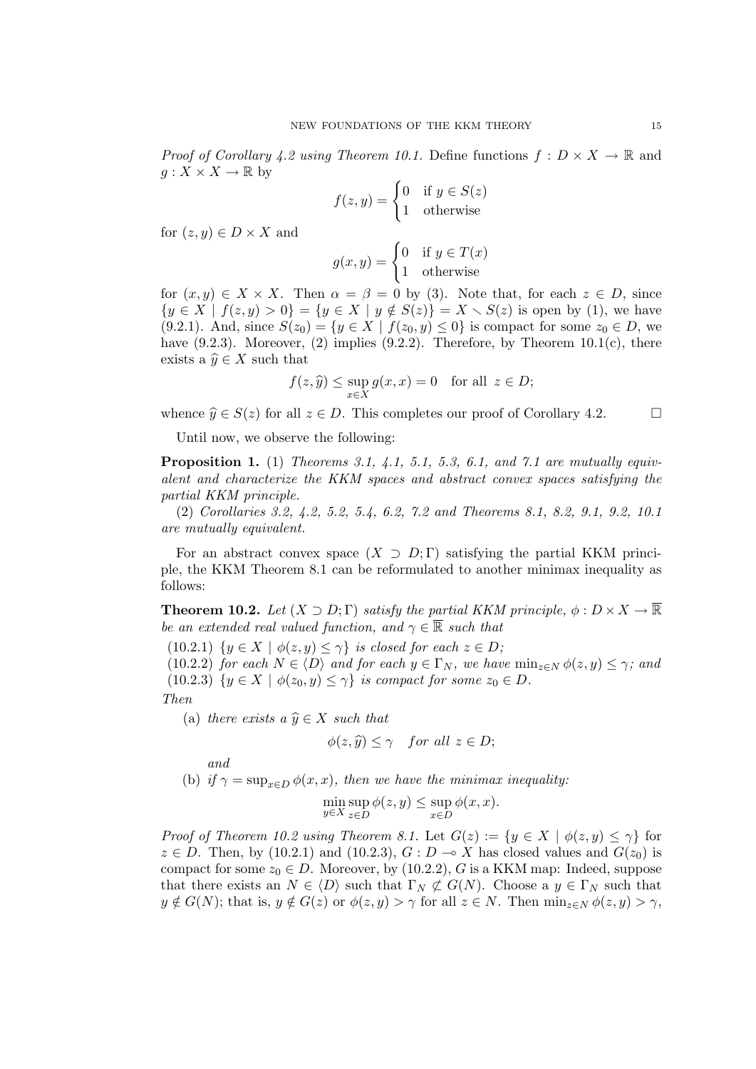*Proof of Corollary 4.2 using Theorem 10.1.* Define functions $f : D \times X \to \mathbb{R}$ and $g : X \times X \to \mathbb{R}$ by

$$f(z, y) = \begin{cases} 0 & \text{if } y \in S(z) \\ 1 & \text{otherwise} \end{cases}$$

for $(z, y) \in D \times X$ and

$$g(x, y) = \begin{cases} 0 & \text{if } y \in T(x) \\ 1 & \text{otherwise} \end{cases}$$

for $(x, y) \in X \times X$. Then $\alpha = \beta = 0$ by (3). Note that, for each $z \in D$, since $\{y \in X \mid f(z, y) > 0\} = \{y \in X \mid y \notin S(z)\} = X \setminus S(z)$ is open by (1), we have (9.2.1). And, since $S(z_0) = \{y \in X \mid f(z_0, y) \le 0\}$ is compact for some $z_0 \in D$, we have (9.2.3). Moreover, (2) implies (9.2.2). Therefore, by Theorem 10.1(c), there exists a $\widehat{y} \in X$ such that

$$f(z, \widehat{y}) \le \sup_{x \in X} g(x, x) = 0 \quad \text{for all } z \in D;$$

whence $\widehat{y} \in S(z)$ for all $z \in D$. This completes our proof of Corollary 4.2. □

Until now, we observe the following:

**Proposition 1.** (1) *Theorems 3.1, 4.1, 5.1, 5.3, 6.1, and 7.1 are mutually equivalent and characterize the KKM spaces and abstract convex spaces satisfying the partial KKM principle.*

(2) *Corollaries 3.2, 4.2, 5.2, 5.4, 6.2, 7.2 and Theorems 8.1, 8.2, 9.1, 9.2, 10.1 are mutually equivalent.*

For an abstract convex space $(X \supset D; \Gamma)$ satisfying the partial KKM principle, the KKM Theorem 8.1 can be reformulated to another minimax inequality as follows:

**Theorem 10.2.** *Let $(X \supset D; \Gamma)$ satisfy the partial KKM principle, $\phi : D \times X \to \overline{\mathbb{R}}$ be an extended real valued function, and $\gamma \in \overline{\mathbb{R}}$ such that*

(10.2.1) *$\{y \in X \mid \phi(z, y) \le \gamma\}$ is closed for each $z \in D$;*

(10.2.2) *for each $N \in \langle D \rangle$ and for each $y \in \Gamma_N$, we have $\min_{z \in N} \phi(z, y) \le \gamma$; and*

(10.2.3) *$\{y \in X \mid \phi(z_0, y) \le \gamma\}$ is compact for some $z_0 \in D$.*

*Then*

(a) *there exists a $\widehat{y} \in X$ such that*

$$\phi(z, \widehat{y}) \le \gamma \quad \text{for all } z \in D;$$

*and*

(b) *if $\gamma = \sup_{x \in D} \phi(x, x)$, then we have the minimax inequality:*

$$\min_{y \in X} \sup_{z \in D} \phi(z, y) \le \sup_{x \in D} \phi(x, x).$$

*Proof of Theorem 10.2 using Theorem 8.1.* Let $G(z) := \{y \in X \mid \phi(z, y) \le \gamma\}$ for $z \in D$. Then, by (10.2.1) and (10.2.3), $G : D \multimap X$ has closed values and $G(z_0)$ is compact for some $z_0 \in D$. Moreover, by (10.2.2), $G$ is a KKM map: Indeed, suppose that there exists an $N \in \langle D \rangle$ such that $\Gamma_N \not\subset G(N)$. Choose a $y \in \Gamma_N$ such that $y \notin G(N)$; that is, $y \notin G(z)$ or $\phi(z, y) > \gamma$ for all $z \in N$. Then $\min_{z \in N} \phi(z, y) > \gamma$,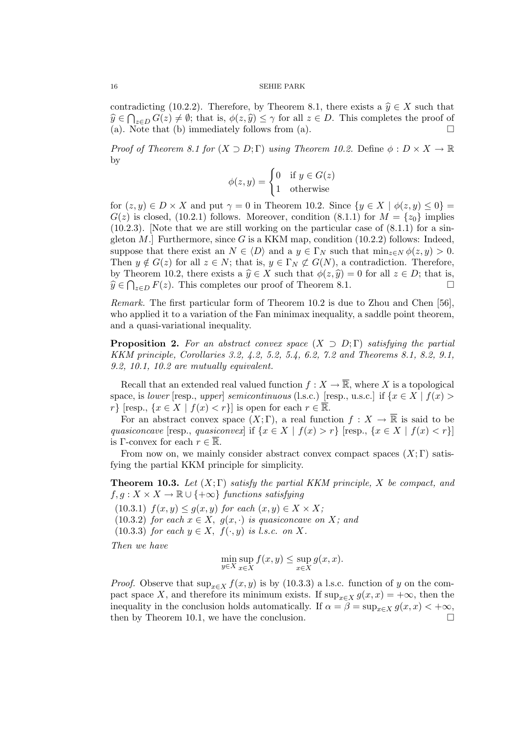contradicting (10.2.2). Therefore, by Theorem 8.1, there exists a $\widehat{y} \in X$ such that $\widehat{y} \in \bigcap_{z \in D} G(z) \neq \emptyset$; that is, $\phi(z, \widehat{y}) \leq \gamma$ for all $z \in D$. This completes the proof of (a). Note that (b) immediately follows from (a). □

*Proof of Theorem 8.1 for $(X \supset D; \Gamma)$ using Theorem 10.2.* Define $\phi : D \times X \to \mathbb{R}$ by

$$\phi(z, y) = \begin{cases} 0 & \text{if } y \in G(z) \\ 1 & \text{otherwise} \end{cases}$$

for $(z, y) \in D \times X$ and put $\gamma = 0$ in Theorem 10.2. Since $\{y \in X \mid \phi(z, y) \leq 0\} = G(z)$ is closed, (10.2.1) follows. Moreover, condition (8.1.1) for $M = \{z_0\}$ implies (10.2.3). [Note that we are still working on the particular case of (8.1.1) for a singleton $M$.] Furthermore, since $G$ is a KKM map, condition (10.2.2) follows: Indeed, suppose that there exist an $N \in \langle D \rangle$ and a $y \in \Gamma_N$ such that $\min_{z \in N} \phi(z, y) > 0$. Then $y \notin G(z)$ for all $z \in N$; that is, $y \in \Gamma_N \not\subset G(N)$, a contradiction. Therefore, by Theorem 10.2, there exists a $\widehat{y} \in X$ such that $\phi(z, \widehat{y}) = 0$ for all $z \in D$; that is, $\widehat{y} \in \bigcap_{z \in D} F(z)$. This completes our proof of Theorem 8.1. □

*Remark.* The first particular form of Theorem 10.2 is due to Zhou and Chen [56], who applied it to a variation of the Fan minimax inequality, a saddle point theorem, and a quasi-variational inequality.

**Proposition 2.** *For an abstract convex space $(X \supset D; \Gamma)$ satisfying the partial KKM principle, Corollaries 3.2, 4.2, 5.2, 5.4, 6.2, 7.2 and Theorems 8.1, 8.2, 9.1, 9.2, 10.1, 10.2 are mutually equivalent.*

Recall that an extended real valued function $f : X \to \overline{\mathbb{R}}$, where $X$ is a topological space, is *lower* [resp., *upper*] *semicontinuous* (l.s.c.) [resp., u.s.c.] if $\{x \in X \mid f(x) > r\}$ [resp., $\{x \in X \mid f(x) < r\}$] is open for each $r \in \overline{\mathbb{R}}$.

For an abstract convex space $(X; \Gamma)$, a real function $f : X \to \overline{\mathbb{R}}$ is said to be *quasiconcave* [resp., *quasiconvex*] if $\{x \in X \mid f(x) > r\}$ [resp., $\{x \in X \mid f(x) < r\}$] is $\Gamma$-convex for each $r \in \overline{\mathbb{R}}$.

From now on, we mainly consider abstract convex compact spaces $(X; \Gamma)$ satisfying the partial KKM principle for simplicity.

**Theorem 10.3.** *Let $(X; \Gamma)$ satisfy the partial KKM principle, $X$ be compact, and $f, g : X \times X \to \mathbb{R} \cup \{+\infty\}$ functions satisfying*

(10.3.1) *$f(x, y) \leq g(x, y)$ for each $(x, y) \in X \times X$;*
(10.3.2) *for each $x \in X$, $g(x, \cdot)$ is quasiconcave on $X$; and*
(10.3.3) *for each $y \in X$, $f(\cdot, y)$ is l.s.c. on $X$.*

*Then we have*

$$\min_{y \in X} \sup_{x \in X} f(x, y) \leq \sup_{x \in X} g(x, x).$$

*Proof.* Observe that $\sup_{x \in X} f(x, y)$ is by (10.3.3) a l.s.c. function of $y$ on the compact space $X$, and therefore its minimum exists. If $\sup_{x \in X} g(x, x) = +\infty$, then the inequality in the conclusion holds automatically. If $\alpha = \beta = \sup_{x \in X} g(x, x) < +\infty$, then by Theorem 10.1, we have the conclusion. □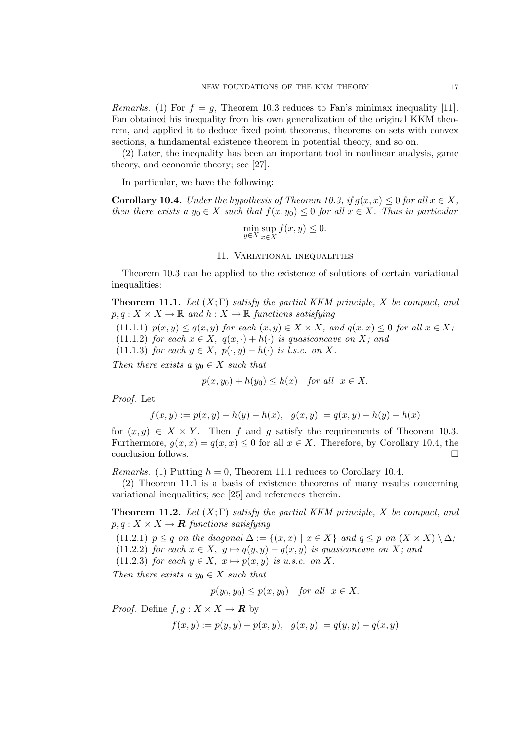*Remarks.* (1) For $f = g$, Theorem 10.3 reduces to Fan's minimax inequality [11]. Fan obtained his inequality from his own generalization of the original KKM theorem, and applied it to deduce fixed point theorems, theorems on sets with convex sections, a fundamental existence theorem in potential theory, and so on.

(2) Later, the inequality has been an important tool in nonlinear analysis, game theory, and economic theory; see [27].

In particular, we have the following:

**Corollary 10.4.** *Under the hypothesis of Theorem 10.3, if $g(x,x) \leq 0$ for all $x \in X$, then there exists a $y_0 \in X$ such that $f(x, y_0) \leq 0$ for all $x \in X$. Thus in particular*

$$\min_{y \in X} \sup_{x \in X} f(x,y) \leq 0.$$

## 11. Variational inequalities

Theorem 10.3 can be applied to the existence of solutions of certain variational inequalities:

**Theorem 11.1.** *Let $(X;\Gamma)$ satisfy the partial KKM principle, $X$ be compact, and $p, q : X \times X \to \mathbb{R}$ and $h : X \to \mathbb{R}$ functions satisfying*

(11.1.1) *$p(x,y) \leq q(x,y)$ for each $(x,y) \in X \times X$, and $q(x,x) \leq 0$ for all $x \in X$;*
(11.1.2) *for each $x \in X$, $q(x,\cdot) + h(\cdot)$ is quasiconcave on $X$; and*
(11.1.3) *for each $y \in X$, $p(\cdot, y) - h(\cdot)$ is l.s.c. on $X$.*

*Then there exists a $y_0 \in X$ such that*

$$p(x, y_0) + h(y_0) \leq h(x) \quad \textit{for all} \;\; x \in X.$$

*Proof.* Let

$$f(x,y) := p(x,y) + h(y) - h(x), \quad g(x,y) := q(x,y) + h(y) - h(x)$$

for $(x,y) \in X \times Y$. Then $f$ and $g$ satisfy the requirements of Theorem 10.3. Furthermore, $g(x,x) = q(x,x) \leq 0$ for all $x \in X$. Therefore, by Corollary 10.4, the conclusion follows. □

*Remarks.* (1) Putting $h = 0$, Theorem 11.1 reduces to Corollary 10.4.

(2) Theorem 11.1 is a basis of existence theorems of many results concerning variational inequalities; see [25] and references therein.

**Theorem 11.2.** *Let $(X;\Gamma)$ satisfy the partial KKM principle, $X$ be compact, and $p, q : X \times X \to \boldsymbol{R}$ functions satisfying*

(11.2.1) *$p \leq q$ on the diagonal $\Delta := \{(x,x) \mid x \in X\}$ and $q \leq p$ on $(X \times X) \setminus \Delta$;*
(11.2.2) *for each $x \in X$, $y \mapsto q(y,y) - q(x,y)$ is quasiconcave on $X$; and*
(11.2.3) *for each $y \in X$, $x \mapsto p(x,y)$ is u.s.c. on $X$.*

*Then there exists a $y_0 \in X$ such that*

$$p(y_0, y_0) \leq p(x, y_0) \quad \textit{for all} \;\; x \in X.$$

*Proof.* Define $f, g : X \times X \to \boldsymbol{R}$ by

$$f(x,y) := p(y,y) - p(x,y), \quad g(x,y) := q(y,y) - q(x,y)$$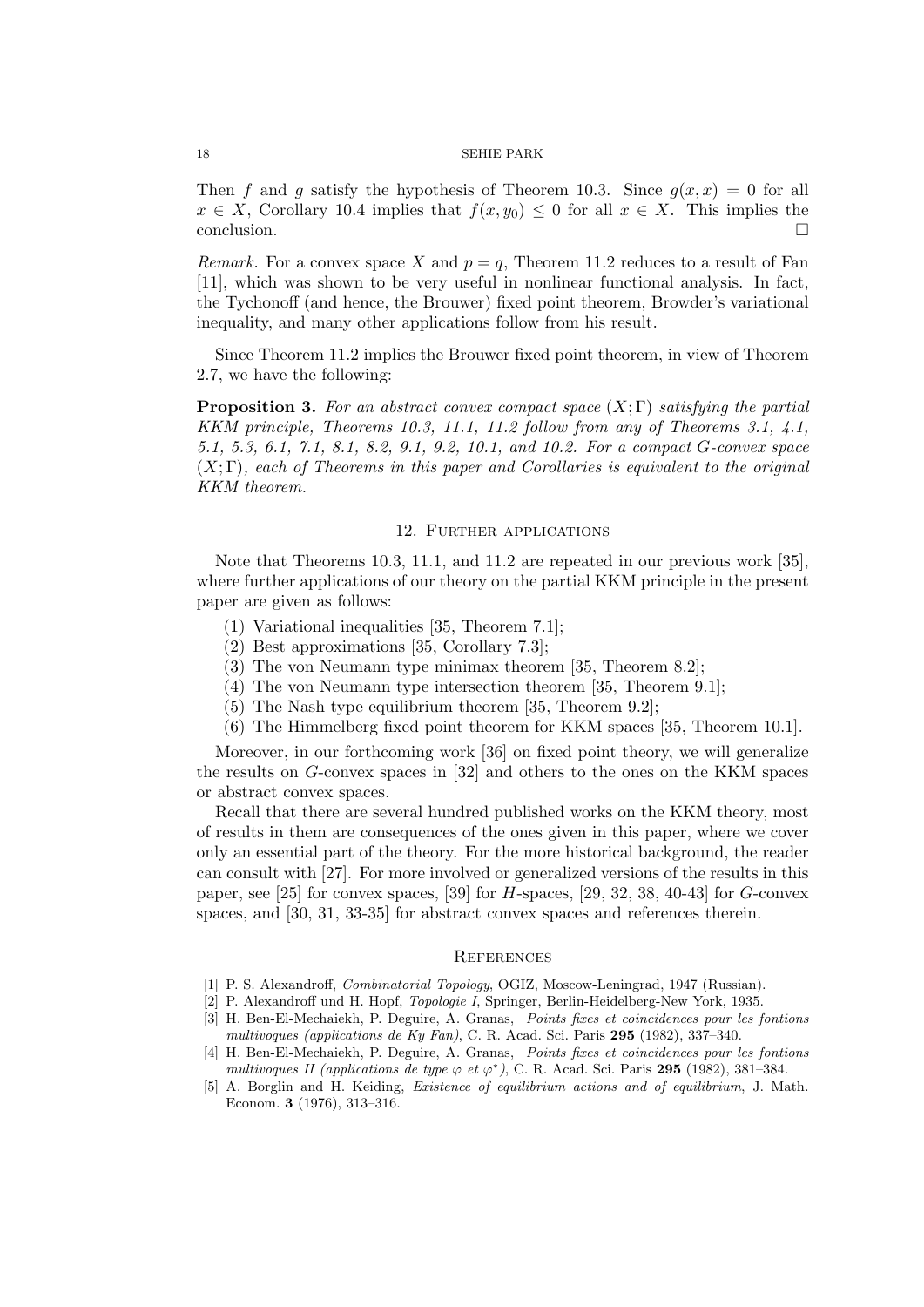Then $f$ and $g$ satisfy the hypothesis of Theorem 10.3. Since $g(x,x) = 0$ for all $x \in X$, Corollary 10.4 implies that $f(x, y_0) \leq 0$ for all $x \in X$. This implies the conclusion. □

*Remark.* For a convex space $X$ and $p = q$, Theorem 11.2 reduces to a result of Fan [11], which was shown to be very useful in nonlinear functional analysis. In fact, the Tychonoff (and hence, the Brouwer) fixed point theorem, Browder's variational inequality, and many other applications follow from his result.

Since Theorem 11.2 implies the Brouwer fixed point theorem, in view of Theorem 2.7, we have the following:

**Proposition 3.** *For an abstract convex compact space $(X;\Gamma)$ satisfying the partial KKM principle, Theorems 10.3, 11.1, 11.2 follow from any of Theorems 3.1, 4.1, 5.1, 5.3, 6.1, 7.1, 8.1, 8.2, 9.1, 9.2, 10.1, and 10.2. For a compact $G$-convex space $(X;\Gamma)$, each of Theorems in this paper and Corollaries is equivalent to the original KKM theorem.*

## 12. Further applications

Note that Theorems 10.3, 11.1, and 11.2 are repeated in our previous work [35], where further applications of our theory on the partial KKM principle in the present paper are given as follows:

1. Variational inequalities [35, Theorem 7.1];
2. Best approximations [35, Corollary 7.3];
3. The von Neumann type minimax theorem [35, Theorem 8.2];
4. The von Neumann type intersection theorem [35, Theorem 9.1];
5. The Nash type equilibrium theorem [35, Theorem 9.2];
6. The Himmelberg fixed point theorem for KKM spaces [35, Theorem 10.1].

Moreover, in our forthcoming work [36] on fixed point theory, we will generalize the results on $G$-convex spaces in [32] and others to the ones on the KKM spaces or abstract convex spaces.

Recall that there are several hundred published works on the KKM theory, most of results in them are consequences of the ones given in this paper, where we cover only an essential part of the theory. For the more historical background, the reader can consult with [27]. For more involved or generalized versions of the results in this paper, see [25] for convex spaces, [39] for $H$-spaces, [29, 32, 38, 40-43] for $G$-convex spaces, and [30, 31, 33-35] for abstract convex spaces and references therein.

## References

[1] P. S. Alexandroff, *Combinatorial Topology*, OGIZ, Moscow-Leningrad, 1947 (Russian).

[2] P. Alexandroff und H. Hopf, *Topologie I*, Springer, Berlin-Heidelberg-New York, 1935.

[3] H. Ben-El-Mechaiekh, P. Deguire, A. Granas, *Points fixes et coincidences pour les fontions multivoques (applications de Ky Fan)*, C. R. Acad. Sci. Paris **295** (1982), 337–340.

[4] H. Ben-El-Mechaiekh, P. Deguire, A. Granas, *Points fixes et coincidences pour les fontions multivoques II (applications de type $\varphi$ et $\varphi^*$)*, C. R. Acad. Sci. Paris **295** (1982), 381–384.

[5] A. Borglin and H. Keiding, *Existence of equilibrium actions and of equilibrium*, J. Math. Econom. **3** (1976), 313–316.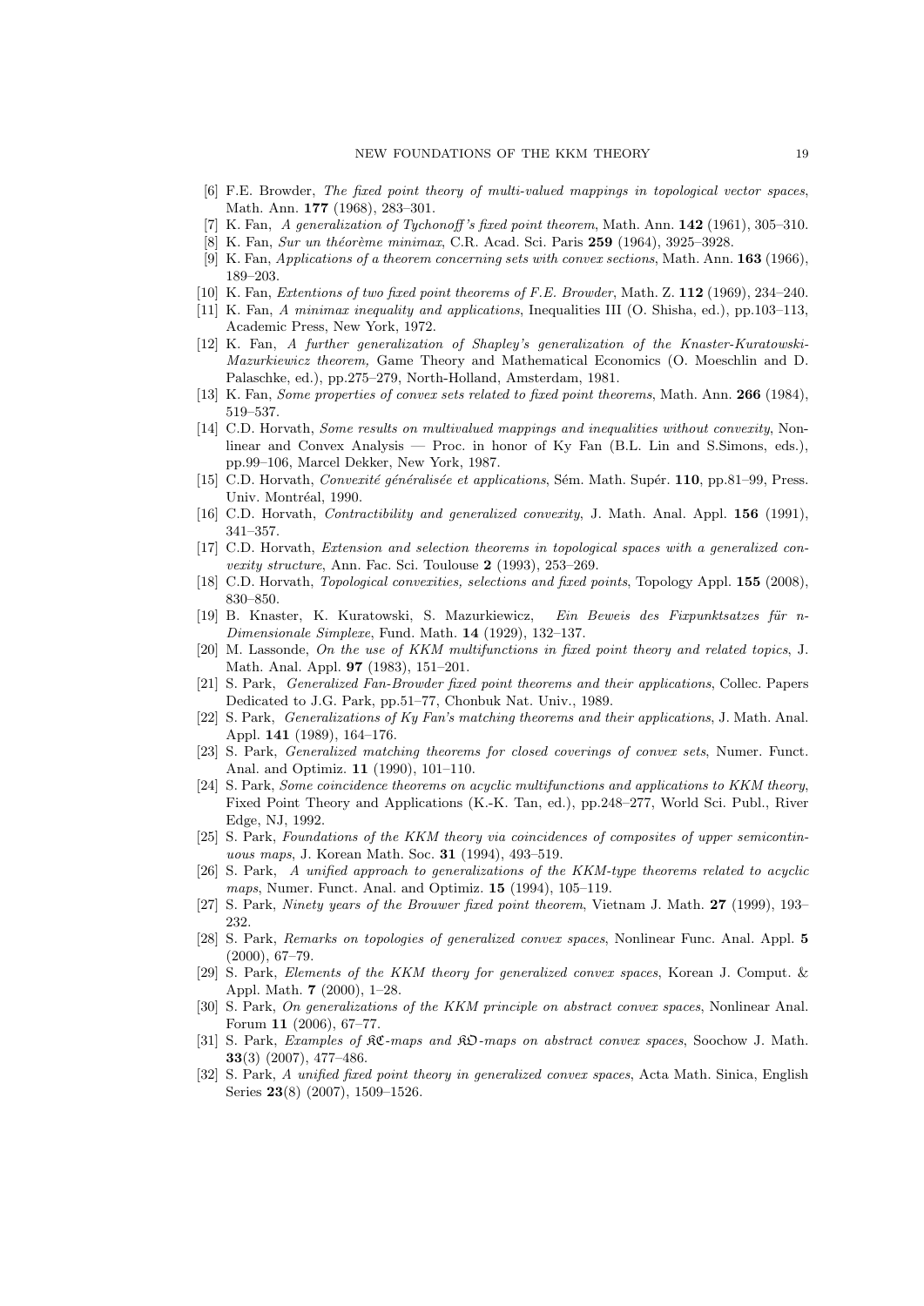[6] F.E. Browder, *The fixed point theory of multi-valued mappings in topological vector spaces*, Math. Ann. **177** (1968), 283–301.

[7] K. Fan, *A generalization of Tychonoff's fixed point theorem*, Math. Ann. **142** (1961), 305–310.

[8] K. Fan, *Sur un théorème minimax*, C.R. Acad. Sci. Paris **259** (1964), 3925–3928.

[9] K. Fan, *Applications of a theorem concerning sets with convex sections*, Math. Ann. **163** (1966), 189–203.

[10] K. Fan, *Extentions of two fixed point theorems of F.E. Browder*, Math. Z. **112** (1969), 234–240.

[11] K. Fan, *A minimax inequality and applications*, Inequalities III (O. Shisha, ed.), pp.103–113, Academic Press, New York, 1972.

[12] K. Fan, *A further generalization of Shapley's generalization of the Knaster-Kuratowski-Mazurkiewicz theorem,* Game Theory and Mathematical Economics (O. Moeschlin and D. Palaschke, ed.), pp.275–279, North-Holland, Amsterdam, 1981.

[13] K. Fan, *Some properties of convex sets related to fixed point theorems*, Math. Ann. **266** (1984), 519–537.

[14] C.D. Horvath, *Some results on multivalued mappings and inequalities without convexity*, Nonlinear and Convex Analysis — Proc. in honor of Ky Fan (B.L. Lin and S.Simons, eds.), pp.99–106, Marcel Dekker, New York, 1987.

[15] C.D. Horvath, *Convexité généralisée et applications*, Sém. Math. Supér. **110**, pp.81–99, Press. Univ. Montréal, 1990.

[16] C.D. Horvath, *Contractibility and generalized convexity*, J. Math. Anal. Appl. **156** (1991), 341–357.

[17] C.D. Horvath, *Extension and selection theorems in topological spaces with a generalized convexity structure*, Ann. Fac. Sci. Toulouse **2** (1993), 253–269.

[18] C.D. Horvath, *Topological convexities, selections and fixed points*, Topology Appl. **155** (2008), 830–850.

[19] B. Knaster, K. Kuratowski, S. Mazurkiewicz, *Ein Beweis des Fixpunktsatzes für n-Dimensionale Simplexe*, Fund. Math. **14** (1929), 132–137.

[20] M. Lassonde, *On the use of KKM multifunctions in fixed point theory and related topics*, J. Math. Anal. Appl. **97** (1983), 151–201.

[21] S. Park, *Generalized Fan-Browder fixed point theorems and their applications*, Collec. Papers Dedicated to J.G. Park, pp.51–77, Chonbuk Nat. Univ., 1989.

[22] S. Park, *Generalizations of Ky Fan's matching theorems and their applications*, J. Math. Anal. Appl. **141** (1989), 164–176.

[23] S. Park, *Generalized matching theorems for closed coverings of convex sets*, Numer. Funct. Anal. and Optimiz. **11** (1990), 101–110.

[24] S. Park, *Some coincidence theorems on acyclic multifunctions and applications to KKM theory*, Fixed Point Theory and Applications (K.-K. Tan, ed.), pp.248–277, World Sci. Publ., River Edge, NJ, 1992.

[25] S. Park, *Foundations of the KKM theory via coincidences of composites of upper semicontinuous maps*, J. Korean Math. Soc. **31** (1994), 493–519.

[26] S. Park, *A unified approach to generalizations of the KKM-type theorems related to acyclic maps*, Numer. Funct. Anal. and Optimiz. **15** (1994), 105–119.

[27] S. Park, *Ninety years of the Brouwer fixed point theorem*, Vietnam J. Math. **27** (1999), 193–232.

[28] S. Park, *Remarks on topologies of generalized convex spaces*, Nonlinear Func. Anal. Appl. **5** (2000), 67–79.

[29] S. Park, *Elements of the KKM theory for generalized convex spaces*, Korean J. Comput. & Appl. Math. **7** (2000), 1–28.

[30] S. Park, *On generalizations of the KKM principle on abstract convex spaces*, Nonlinear Anal. Forum **11** (2006), 67–77.

[31] S. Park, *Examples of $\mathfrak{KC}$-maps and $\mathfrak{KO}$-maps on abstract convex spaces*, Soochow J. Math. **33**(3) (2007), 477–486.

[32] S. Park, *A unified fixed point theory in generalized convex spaces*, Acta Math. Sinica, English Series **23**(8) (2007), 1509–1526.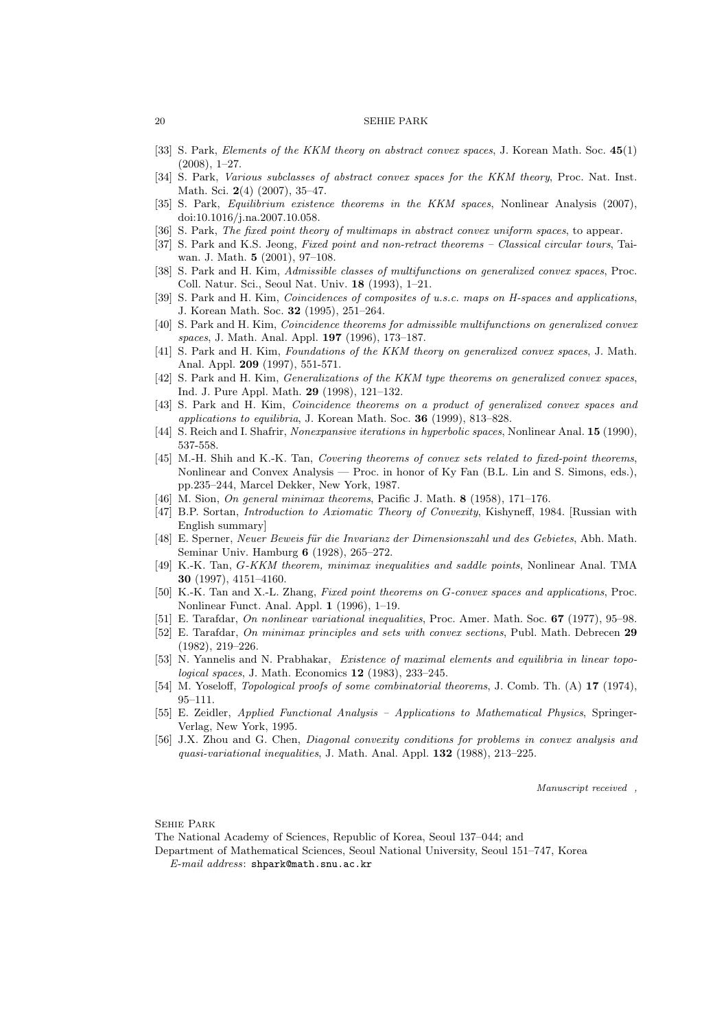[33] S. Park, *Elements of the KKM theory on abstract convex spaces*, J. Korean Math. Soc. **45**(1) (2008), 1–27.

[34] S. Park, *Various subclasses of abstract convex spaces for the KKM theory*, Proc. Nat. Inst. Math. Sci. **2**(4) (2007), 35–47.

[35] S. Park, *Equilibrium existence theorems in the KKM spaces*, Nonlinear Analysis (2007), doi:10.1016/j.na.2007.10.058.

[36] S. Park, *The fixed point theory of multimaps in abstract convex uniform spaces*, to appear.

[37] S. Park and K.S. Jeong, *Fixed point and non-retract theorems – Classical circular tours*, Taiwan. J. Math. **5** (2001), 97–108.

[38] S. Park and H. Kim, *Admissible classes of multifunctions on generalized convex spaces*, Proc. Coll. Natur. Sci., Seoul Nat. Univ. **18** (1993), 1–21.

[39] S. Park and H. Kim, *Coincidences of composites of u.s.c. maps on H-spaces and applications*, J. Korean Math. Soc. **32** (1995), 251–264.

[40] S. Park and H. Kim, *Coincidence theorems for admissible multifunctions on generalized convex spaces*, J. Math. Anal. Appl. **197** (1996), 173–187.

[41] S. Park and H. Kim, *Foundations of the KKM theory on generalized convex spaces*, J. Math. Anal. Appl. **209** (1997), 551-571.

[42] S. Park and H. Kim, *Generalizations of the KKM type theorems on generalized convex spaces*, Ind. J. Pure Appl. Math. **29** (1998), 121–132.

[43] S. Park and H. Kim, *Coincidence theorems on a product of generalized convex spaces and applications to equilibria*, J. Korean Math. Soc. **36** (1999), 813–828.

[44] S. Reich and I. Shafrir, *Nonexpansive iterations in hyperbolic spaces*, Nonlinear Anal. **15** (1990), 537-558.

[45] M.-H. Shih and K.-K. Tan, *Covering theorems of convex sets related to fixed-point theorems*, Nonlinear and Convex Analysis — Proc. in honor of Ky Fan (B.L. Lin and S. Simons, eds.), pp.235–244, Marcel Dekker, New York, 1987.

[46] M. Sion, *On general minimax theorems*, Pacific J. Math. **8** (1958), 171–176.

[47] B.P. Sortan, *Introduction to Axiomatic Theory of Convexity*, Kishyneff, 1984. [Russian with English summary]

[48] E. Sperner, *Neuer Beweis für die Invarianz der Dimensionszahl und des Gebietes*, Abh. Math. Seminar Univ. Hamburg **6** (1928), 265–272.

[49] K.-K. Tan, *G-KKM theorem, minimax inequalities and saddle points*, Nonlinear Anal. TMA **30** (1997), 4151–4160.

[50] K.-K. Tan and X.-L. Zhang, *Fixed point theorems on G-convex spaces and applications*, Proc. Nonlinear Funct. Anal. Appl. **1** (1996), 1–19.

[51] E. Tarafdar, *On nonlinear variational inequalities*, Proc. Amer. Math. Soc. **67** (1977), 95–98.

[52] E. Tarafdar, *On minimax principles and sets with convex sections*, Publ. Math. Debrecen **29** (1982), 219–226.

[53] N. Yannelis and N. Prabhakar, *Existence of maximal elements and equilibria in linear topological spaces*, J. Math. Economics **12** (1983), 233–245.

[54] M. Yoseloff, *Topological proofs of some combinatorial theorems*, J. Comb. Th. (A) **17** (1974), 95–111.

[55] E. Zeidler, *Applied Functional Analysis – Applications to Mathematical Physics*, Springer-Verlag, New York, 1995.

[56] J.X. Zhou and G. Chen, *Diagonal convexity conditions for problems in convex analysis and quasi-variational inequalities*, J. Math. Anal. Appl. **132** (1988), 213–225.

*Manuscript received ,*

Sehie Park

The National Academy of Sciences, Republic of Korea, Seoul 137–044; and

Department of Mathematical Sciences, Seoul National University, Seoul 151–747, Korea

*E-mail address*: `shpark@math.snu.ac.kr`